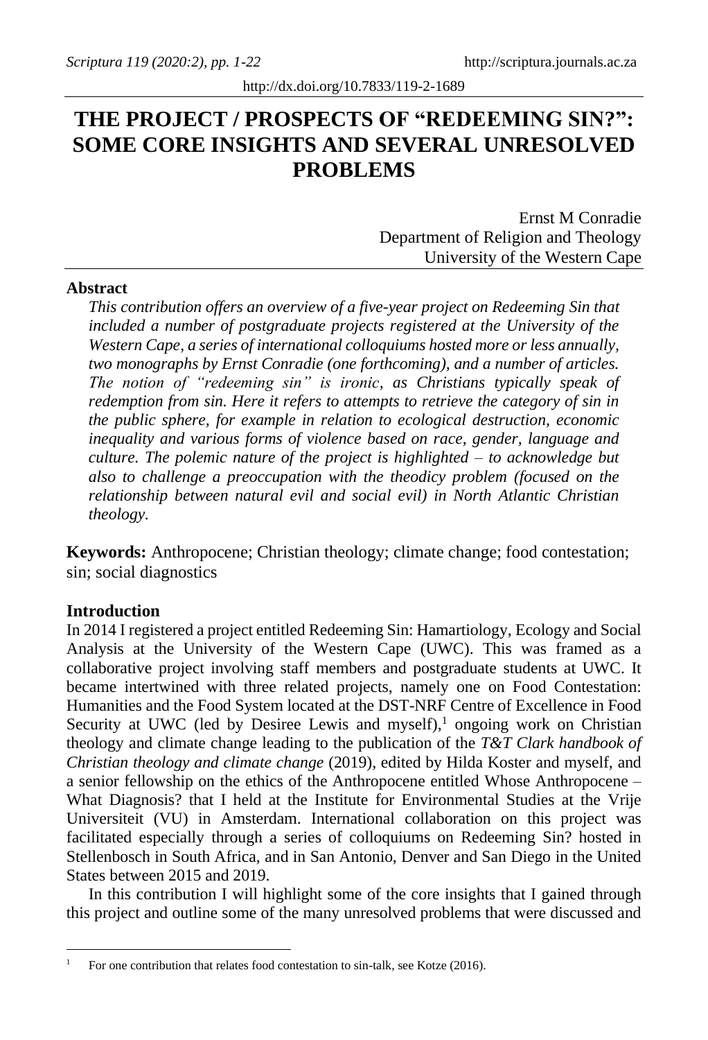# THE PROJECT / PROSPECTS OF "REDEEMING SIN?": SOME CORE INSIGHTS AND SEVERAL UNRESOLVED PROBLEMS

Ernst M Conradie
Department of Religion and Theology
University of the Western Cape

**Abstract**

*This contribution offers an overview of a five-year project on Redeeming Sin that included a number of postgraduate projects registered at the University of the Western Cape, a series of international colloquiums hosted more or less annually, two monographs by Ernst Conradie (one forthcoming), and a number of articles. The notion of "redeeming sin" is ironic, as Christians typically speak of redemption from sin. Here it refers to attempts to retrieve the category of sin in the public sphere, for example in relation to ecological destruction, economic inequality and various forms of violence based on race, gender, language and culture. The polemic nature of the project is highlighted – to acknowledge but also to challenge a preoccupation with the theodicy problem (focused on the relationship between natural evil and social evil) in North Atlantic Christian theology.*

**Keywords:** Anthropocene; Christian theology; climate change; food contestation; sin; social diagnostics

## Introduction

In 2014 I registered a project entitled Redeeming Sin: Hamartiology, Ecology and Social Analysis at the University of the Western Cape (UWC). This was framed as a collaborative project involving staff members and postgraduate students at UWC. It became intertwined with three related projects, namely one on Food Contestation: Humanities and the Food System located at the DST-NRF Centre of Excellence in Food Security at UWC (led by Desiree Lewis and myself),[1] ongoing work on Christian theology and climate change leading to the publication of the *T&T Clark handbook of Christian theology and climate change* (2019), edited by Hilda Koster and myself, and a senior fellowship on the ethics of the Anthropocene entitled Whose Anthropocene – What Diagnosis? that I held at the Institute for Environmental Studies at the Vrije Universiteit (VU) in Amsterdam. International collaboration on this project was facilitated especially through a series of colloquiums on Redeeming Sin? hosted in Stellenbosch in South Africa, and in San Antonio, Denver and San Diego in the United States between 2015 and 2019.

In this contribution I will highlight some of the core insights that I gained through this project and outline some of the many unresolved problems that were discussed and

[1] For one contribution that relates food contestation to sin-talk, see Kotze (2016).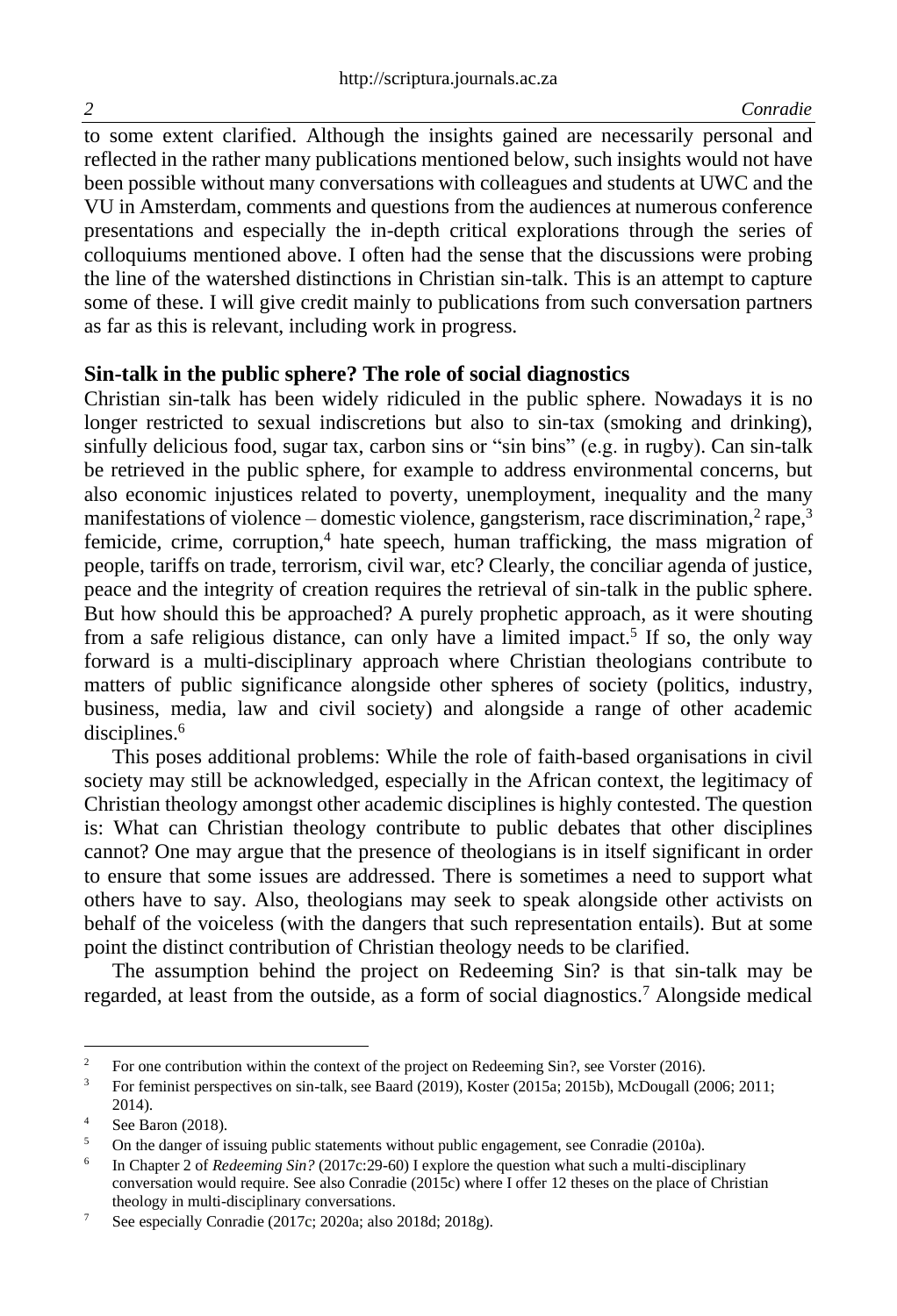to some extent clarified. Although the insights gained are necessarily personal and reflected in the rather many publications mentioned below, such insights would not have been possible without many conversations with colleagues and students at UWC and the VU in Amsterdam, comments and questions from the audiences at numerous conference presentations and especially the in-depth critical explorations through the series of colloquiums mentioned above. I often had the sense that the discussions were probing the line of the watershed distinctions in Christian sin-talk. This is an attempt to capture some of these. I will give credit mainly to publications from such conversation partners as far as this is relevant, including work in progress.

## Sin-talk in the public sphere? The role of social diagnostics

Christian sin-talk has been widely ridiculed in the public sphere. Nowadays it is no longer restricted to sexual indiscretions but also to sin-tax (smoking and drinking), sinfully delicious food, sugar tax, carbon sins or "sin bins" (e.g. in rugby). Can sin-talk be retrieved in the public sphere, for example to address environmental concerns, but also economic injustices related to poverty, unemployment, inequality and the many manifestations of violence – domestic violence, gangsterism, race discrimination,[2] rape,[3] femicide, crime, corruption,[4] hate speech, human trafficking, the mass migration of people, tariffs on trade, terrorism, civil war, etc? Clearly, the conciliar agenda of justice, peace and the integrity of creation requires the retrieval of sin-talk in the public sphere. But how should this be approached? A purely prophetic approach, as it were shouting from a safe religious distance, can only have a limited impact.[5] If so, the only way forward is a multi-disciplinary approach where Christian theologians contribute to matters of public significance alongside other spheres of society (politics, industry, business, media, law and civil society) and alongside a range of other academic disciplines.[6]

This poses additional problems: While the role of faith-based organisations in civil society may still be acknowledged, especially in the African context, the legitimacy of Christian theology amongst other academic disciplines is highly contested. The question is: What can Christian theology contribute to public debates that other disciplines cannot? One may argue that the presence of theologians is in itself significant in order to ensure that some issues are addressed. There is sometimes a need to support what others have to say. Also, theologians may seek to speak alongside other activists on behalf of the voiceless (with the dangers that such representation entails). But at some point the distinct contribution of Christian theology needs to be clarified.

The assumption behind the project on Redeeming Sin? is that sin-talk may be regarded, at least from the outside, as a form of social diagnostics.[7] Alongside medical

---

[2] For one contribution within the context of the project on Redeeming Sin?, see Vorster (2016).

[3] For feminist perspectives on sin-talk, see Baard (2019), Koster (2015a; 2015b), McDougall (2006; 2011; 2014).

[4] See Baron (2018).

[5] On the danger of issuing public statements without public engagement, see Conradie (2010a).

[6] In Chapter 2 of *Redeeming Sin?* (2017c:29-60) I explore the question what such a multi-disciplinary conversation would require. See also Conradie (2015c) where I offer 12 theses on the place of Christian theology in multi-disciplinary conversations.

[7] See especially Conradie (2017c; 2020a; also 2018d; 2018g).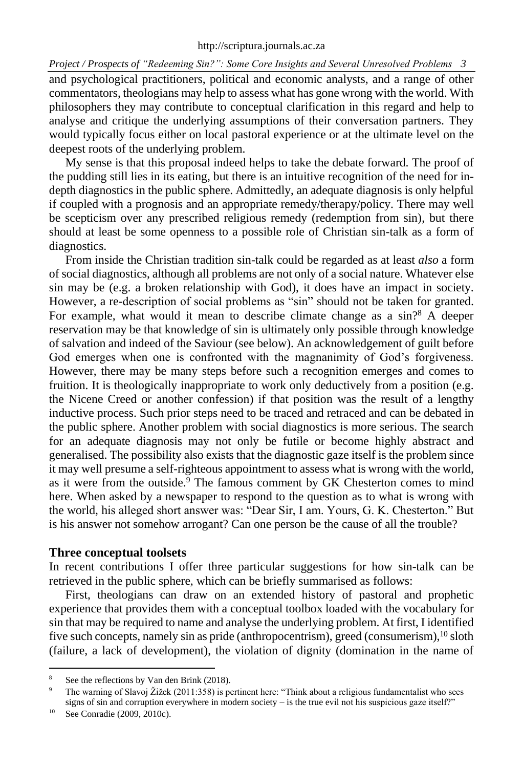and psychological practitioners, political and economic analysts, and a range of other commentators, theologians may help to assess what has gone wrong with the world. With philosophers they may contribute to conceptual clarification in this regard and help to analyse and critique the underlying assumptions of their conversation partners. They would typically focus either on local pastoral experience or at the ultimate level on the deepest roots of the underlying problem.

My sense is that this proposal indeed helps to take the debate forward. The proof of the pudding still lies in its eating, but there is an intuitive recognition of the need for in-depth diagnostics in the public sphere. Admittedly, an adequate diagnosis is only helpful if coupled with a prognosis and an appropriate remedy/therapy/policy. There may well be scepticism over any prescribed religious remedy (redemption from sin), but there should at least be some openness to a possible role of Christian sin-talk as a form of diagnostics.

From inside the Christian tradition sin-talk could be regarded as at least *also* a form of social diagnostics, although all problems are not only of a social nature. Whatever else sin may be (e.g. a broken relationship with God), it does have an impact in society. However, a re-description of social problems as "sin" should not be taken for granted. For example, what would it mean to describe climate change as a sin?[8] A deeper reservation may be that knowledge of sin is ultimately only possible through knowledge of salvation and indeed of the Saviour (see below). An acknowledgement of guilt before God emerges when one is confronted with the magnanimity of God's forgiveness. However, there may be many steps before such a recognition emerges and comes to fruition. It is theologically inappropriate to work only deductively from a position (e.g. the Nicene Creed or another confession) if that position was the result of a lengthy inductive process. Such prior steps need to be traced and retraced and can be debated in the public sphere. Another problem with social diagnostics is more serious. The search for an adequate diagnosis may not only be futile or become highly abstract and generalised. The possibility also exists that the diagnostic gaze itself is the problem since it may well presume a self-righteous appointment to assess what is wrong with the world, as it were from the outside.[9] The famous comment by GK Chesterton comes to mind here. When asked by a newspaper to respond to the question as to what is wrong with the world, his alleged short answer was: "Dear Sir, I am. Yours, G. K. Chesterton." But is his answer not somehow arrogant? Can one person be the cause of all the trouble?

## Three conceptual toolsets

In recent contributions I offer three particular suggestions for how sin-talk can be retrieved in the public sphere, which can be briefly summarised as follows:

First, theologians can draw on an extended history of pastoral and prophetic experience that provides them with a conceptual toolbox loaded with the vocabulary for sin that may be required to name and analyse the underlying problem. At first, I identified five such concepts, namely sin as pride (anthropocentrism), greed (consumerism),[10] sloth (failure, a lack of development), the violation of dignity (domination in the name of

---

[8] See the reflections by Van den Brink (2018).

[9] The warning of Slavoj Žižek (2011:358) is pertinent here: "Think about a religious fundamentalist who sees signs of sin and corruption everywhere in modern society – is the true evil not his suspicious gaze itself?"

[10] See Conradie (2009, 2010c).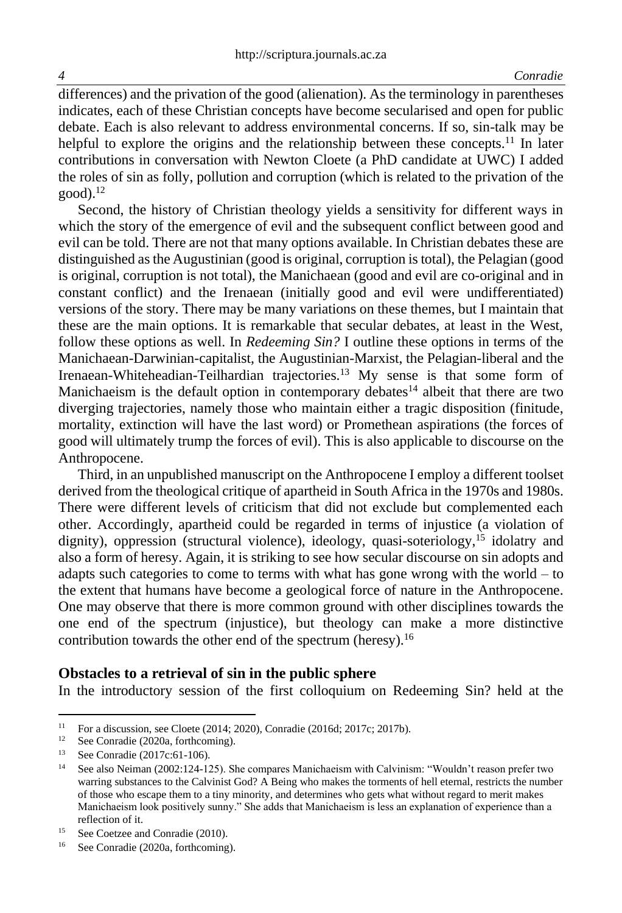differences) and the privation of the good (alienation). As the terminology in parentheses indicates, each of these Christian concepts have become secularised and open for public debate. Each is also relevant to address environmental concerns. If so, sin-talk may be helpful to explore the origins and the relationship between these concepts.[11] In later contributions in conversation with Newton Cloete (a PhD candidate at UWC) I added the roles of sin as folly, pollution and corruption (which is related to the privation of the good).[12]

Second, the history of Christian theology yields a sensitivity for different ways in which the story of the emergence of evil and the subsequent conflict between good and evil can be told. There are not that many options available. In Christian debates these are distinguished as the Augustinian (good is original, corruption is total), the Pelagian (good is original, corruption is not total), the Manichaean (good and evil are co-original and in constant conflict) and the Irenaean (initially good and evil were undifferentiated) versions of the story. There may be many variations on these themes, but I maintain that these are the main options. It is remarkable that secular debates, at least in the West, follow these options as well. In *Redeeming Sin?* I outline these options in terms of the Manichaean-Darwinian-capitalist, the Augustinian-Marxist, the Pelagian-liberal and the Irenaean-Whiteheadian-Teilhardian trajectories.[13] My sense is that some form of Manichaeism is the default option in contemporary debates[14] albeit that there are two diverging trajectories, namely those who maintain either a tragic disposition (finitude, mortality, extinction will have the last word) or Promethean aspirations (the forces of good will ultimately trump the forces of evil). This is also applicable to discourse on the Anthropocene.

Third, in an unpublished manuscript on the Anthropocene I employ a different toolset derived from the theological critique of apartheid in South Africa in the 1970s and 1980s. There were different levels of criticism that did not exclude but complemented each other. Accordingly, apartheid could be regarded in terms of injustice (a violation of dignity), oppression (structural violence), ideology, quasi-soteriology,[15] idolatry and also a form of heresy. Again, it is striking to see how secular discourse on sin adopts and adapts such categories to come to terms with what has gone wrong with the world – to the extent that humans have become a geological force of nature in the Anthropocene. One may observe that there is more common ground with other disciplines towards the one end of the spectrum (injustice), but theology can make a more distinctive contribution towards the other end of the spectrum (heresy).[16]

## Obstacles to a retrieval of sin in the public sphere

In the introductory session of the first colloquium on Redeeming Sin? held at the

---

[11] For a discussion, see Cloete (2014; 2020), Conradie (2016d; 2017c; 2017b).

[12] See Conradie (2020a, forthcoming).

[13] See Conradie (2017c:61-106).

[14] See also Neiman (2002:124-125). She compares Manichaeism with Calvinism: "Wouldn't reason prefer two warring substances to the Calvinist God? A Being who makes the torments of hell eternal, restricts the number of those who escape them to a tiny minority, and determines who gets what without regard to merit makes Manichaeism look positively sunny." She adds that Manichaeism is less an explanation of experience than a reflection of it.

[15] See Coetzee and Conradie (2010).

[16] See Conradie (2020a, forthcoming).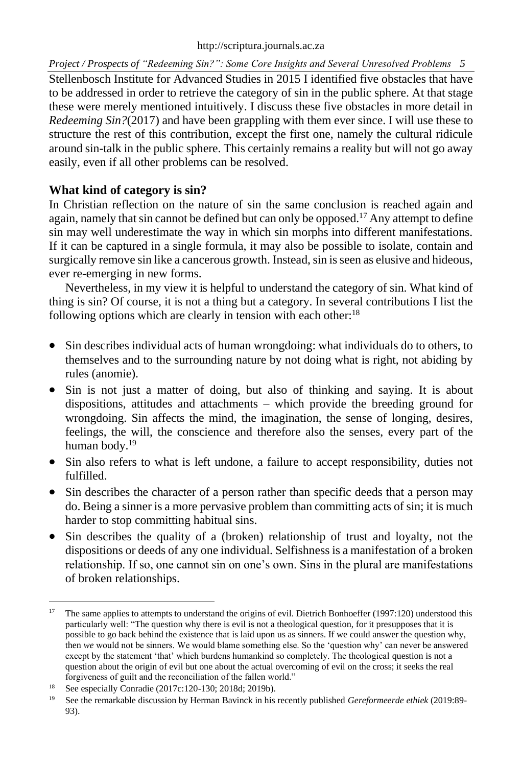Stellenbosch Institute for Advanced Studies in 2015 I identified five obstacles that have to be addressed in order to retrieve the category of sin in the public sphere. At that stage these were merely mentioned intuitively. I discuss these five obstacles in more detail in *Redeeming Sin?*(2017) and have been grappling with them ever since. I will use these to structure the rest of this contribution, except the first one, namely the cultural ridicule around sin-talk in the public sphere. This certainly remains a reality but will not go away easily, even if all other problems can be resolved.

## What kind of category is sin?

In Christian reflection on the nature of sin the same conclusion is reached again and again, namely that sin cannot be defined but can only be opposed.[17] Any attempt to define sin may well underestimate the way in which sin morphs into different manifestations. If it can be captured in a single formula, it may also be possible to isolate, contain and surgically remove sin like a cancerous growth. Instead, sin is seen as elusive and hideous, ever re-emerging in new forms.

Nevertheless, in my view it is helpful to understand the category of sin. What kind of thing is sin? Of course, it is not a thing but a category. In several contributions I list the following options which are clearly in tension with each other:[18]

- Sin describes individual acts of human wrongdoing: what individuals do to others, to themselves and to the surrounding nature by not doing what is right, not abiding by rules (anomie).
- Sin is not just a matter of doing, but also of thinking and saying. It is about dispositions, attitudes and attachments – which provide the breeding ground for wrongdoing. Sin affects the mind, the imagination, the sense of longing, desires, feelings, the will, the conscience and therefore also the senses, every part of the human body.[19]
- Sin also refers to what is left undone, a failure to accept responsibility, duties not fulfilled.
- Sin describes the character of a person rather than specific deeds that a person may do. Being a sinner is a more pervasive problem than committing acts of sin; it is much harder to stop committing habitual sins.
- Sin describes the quality of a (broken) relationship of trust and loyalty, not the dispositions or deeds of any one individual. Selfishness is a manifestation of a broken relationship. If so, one cannot sin on one's own. Sins in the plural are manifestations of broken relationships.

---

[17] The same applies to attempts to understand the origins of evil. Dietrich Bonhoeffer (1997:120) understood this particularly well: "The question why there is evil is not a theological question, for it presupposes that it is possible to go back behind the existence that is laid upon us as sinners. If we could answer the question why, then *we* would not be sinners. We would blame something else. So the 'question why' can never be answered except by the statement 'that' which burdens humankind so completely. The theological question is not a question about the origin of evil but one about the actual overcoming of evil on the cross; it seeks the real forgiveness of guilt and the reconciliation of the fallen world."

[18] See especially Conradie (2017c:120-130; 2018d; 2019b).

[19] See the remarkable discussion by Herman Bavinck in his recently published *Gereformeerde ethiek* (2019:89-93).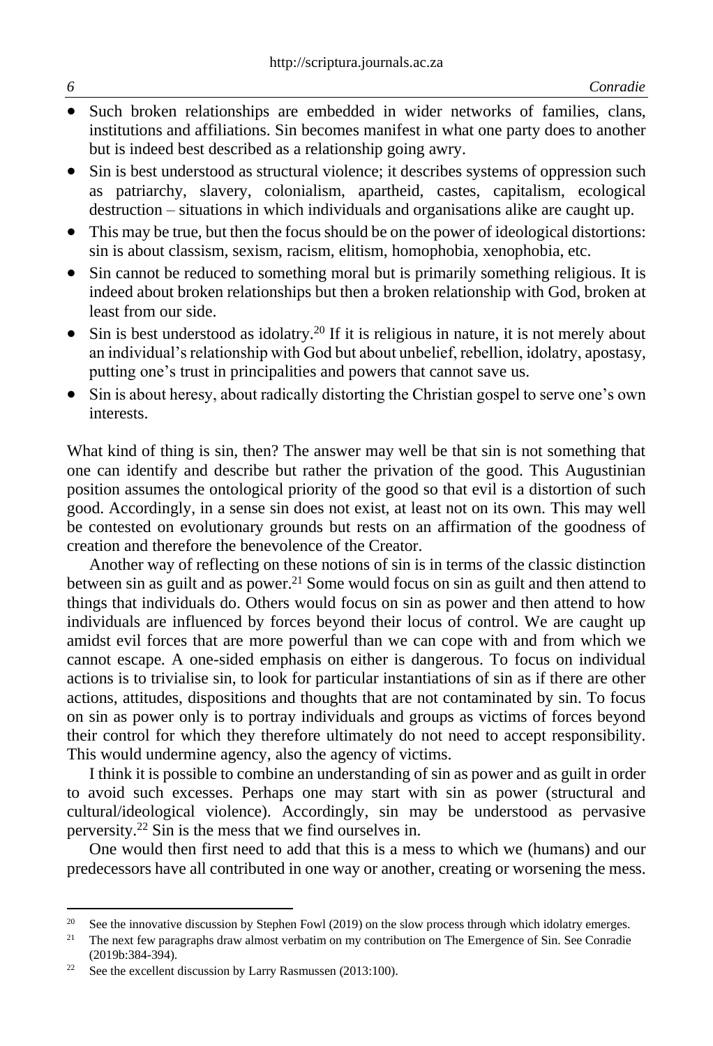- Such broken relationships are embedded in wider networks of families, clans, institutions and affiliations. Sin becomes manifest in what one party does to another but is indeed best described as a relationship going awry.
- Sin is best understood as structural violence; it describes systems of oppression such as patriarchy, slavery, colonialism, apartheid, castes, capitalism, ecological destruction – situations in which individuals and organisations alike are caught up.
- This may be true, but then the focus should be on the power of ideological distortions: sin is about classism, sexism, racism, elitism, homophobia, xenophobia, etc.
- Sin cannot be reduced to something moral but is primarily something religious. It is indeed about broken relationships but then a broken relationship with God, broken at least from our side.
- Sin is best understood as idolatry.[20] If it is religious in nature, it is not merely about an individual's relationship with God but about unbelief, rebellion, idolatry, apostasy, putting one's trust in principalities and powers that cannot save us.
- Sin is about heresy, about radically distorting the Christian gospel to serve one's own interests.

What kind of thing is sin, then? The answer may well be that sin is not something that one can identify and describe but rather the privation of the good. This Augustinian position assumes the ontological priority of the good so that evil is a distortion of such good. Accordingly, in a sense sin does not exist, at least not on its own. This may well be contested on evolutionary grounds but rests on an affirmation of the goodness of creation and therefore the benevolence of the Creator.

Another way of reflecting on these notions of sin is in terms of the classic distinction between sin as guilt and as power.[21] Some would focus on sin as guilt and then attend to things that individuals do. Others would focus on sin as power and then attend to how individuals are influenced by forces beyond their locus of control. We are caught up amidst evil forces that are more powerful than we can cope with and from which we cannot escape. A one-sided emphasis on either is dangerous. To focus on individual actions is to trivialise sin, to look for particular instantiations of sin as if there are other actions, attitudes, dispositions and thoughts that are not contaminated by sin. To focus on sin as power only is to portray individuals and groups as victims of forces beyond their control for which they therefore ultimately do not need to accept responsibility. This would undermine agency, also the agency of victims.

I think it is possible to combine an understanding of sin as power and as guilt in order to avoid such excesses. Perhaps one may start with sin as power (structural and cultural/ideological violence). Accordingly, sin may be understood as pervasive perversity.[22] Sin is the mess that we find ourselves in.

One would then first need to add that this is a mess to which we (humans) and our predecessors have all contributed in one way or another, creating or worsening the mess.

---

[20] See the innovative discussion by Stephen Fowl (2019) on the slow process through which idolatry emerges.

[21] The next few paragraphs draw almost verbatim on my contribution on The Emergence of Sin. See Conradie (2019b:384-394).

[22] See the excellent discussion by Larry Rasmussen (2013:100).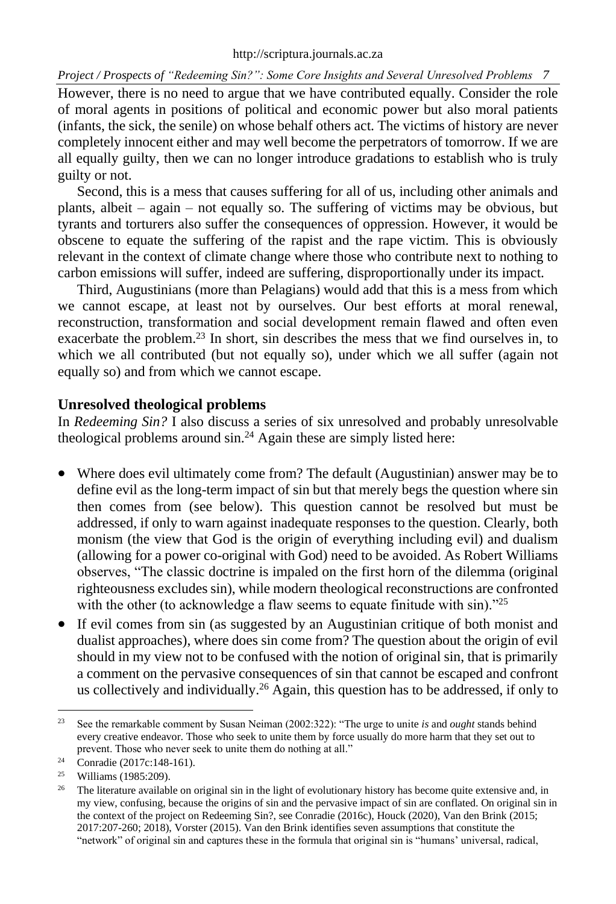However, there is no need to argue that we have contributed equally. Consider the role of moral agents in positions of political and economic power but also moral patients (infants, the sick, the senile) on whose behalf others act. The victims of history are never completely innocent either and may well become the perpetrators of tomorrow. If we are all equally guilty, then we can no longer introduce gradations to establish who is truly guilty or not.

Second, this is a mess that causes suffering for all of us, including other animals and plants, albeit – again – not equally so. The suffering of victims may be obvious, but tyrants and torturers also suffer the consequences of oppression. However, it would be obscene to equate the suffering of the rapist and the rape victim. This is obviously relevant in the context of climate change where those who contribute next to nothing to carbon emissions will suffer, indeed are suffering, disproportionally under its impact.

Third, Augustinians (more than Pelagians) would add that this is a mess from which we cannot escape, at least not by ourselves. Our best efforts at moral renewal, reconstruction, transformation and social development remain flawed and often even exacerbate the problem.[23] In short, sin describes the mess that we find ourselves in, to which we all contributed (but not equally so), under which we all suffer (again not equally so) and from which we cannot escape.

## Unresolved theological problems

In *Redeeming Sin?* I also discuss a series of six unresolved and probably unresolvable theological problems around sin.[24] Again these are simply listed here:

- Where does evil ultimately come from? The default (Augustinian) answer may be to define evil as the long-term impact of sin but that merely begs the question where sin then comes from (see below). This question cannot be resolved but must be addressed, if only to warn against inadequate responses to the question. Clearly, both monism (the view that God is the origin of everything including evil) and dualism (allowing for a power co-original with God) need to be avoided. As Robert Williams observes, "The classic doctrine is impaled on the first horn of the dilemma (original righteousness excludes sin), while modern theological reconstructions are confronted with the other (to acknowledge a flaw seems to equate finitude with sin)."[25]
- If evil comes from sin (as suggested by an Augustinian critique of both monist and dualist approaches), where does sin come from? The question about the origin of evil should in my view not to be confused with the notion of original sin, that is primarily a comment on the pervasive consequences of sin that cannot be escaped and confront us collectively and individually.[26] Again, this question has to be addressed, if only to

---

[23] See the remarkable comment by Susan Neiman (2002:322): "The urge to unite *is* and *ought* stands behind every creative endeavor. Those who seek to unite them by force usually do more harm that they set out to prevent. Those who never seek to unite them do nothing at all."

[24] Conradie (2017c:148-161).

[25] Williams (1985:209).

[26] The literature available on original sin in the light of evolutionary history has become quite extensive and, in my view, confusing, because the origins of sin and the pervasive impact of sin are conflated. On original sin in the context of the project on Redeeming Sin?, see Conradie (2016c), Houck (2020), Van den Brink (2015; 2017:207-260; 2018), Vorster (2015). Van den Brink identifies seven assumptions that constitute the "network" of original sin and captures these in the formula that original sin is "humans' universal, radical,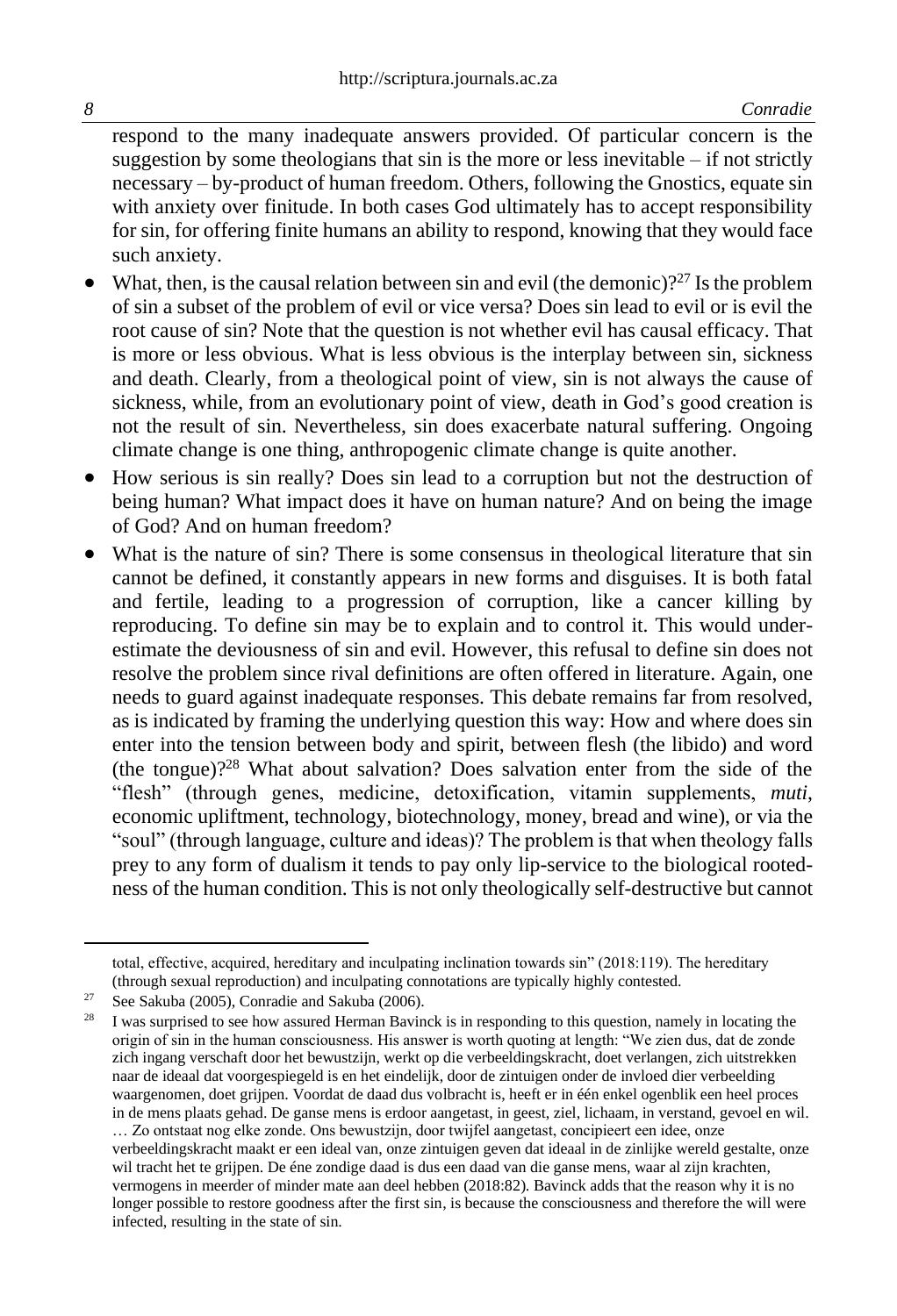respond to the many inadequate answers provided. Of particular concern is the suggestion by some theologians that sin is the more or less inevitable – if not strictly necessary – by-product of human freedom. Others, following the Gnostics, equate sin with anxiety over finitude. In both cases God ultimately has to accept responsibility for sin, for offering finite humans an ability to respond, knowing that they would face such anxiety.

- What, then, is the causal relation between sin and evil (the demonic)?[27] Is the problem of sin a subset of the problem of evil or vice versa? Does sin lead to evil or is evil the root cause of sin? Note that the question is not whether evil has causal efficacy. That is more or less obvious. What is less obvious is the interplay between sin, sickness and death. Clearly, from a theological point of view, sin is not always the cause of sickness, while, from an evolutionary point of view, death in God's good creation is not the result of sin. Nevertheless, sin does exacerbate natural suffering. Ongoing climate change is one thing, anthropogenic climate change is quite another.
- How serious is sin really? Does sin lead to a corruption but not the destruction of being human? What impact does it have on human nature? And on being the image of God? And on human freedom?
- What is the nature of sin? There is some consensus in theological literature that sin cannot be defined, it constantly appears in new forms and disguises. It is both fatal and fertile, leading to a progression of corruption, like a cancer killing by reproducing. To define sin may be to explain and to control it. This would underestimate the deviousness of sin and evil. However, this refusal to define sin does not resolve the problem since rival definitions are often offered in literature. Again, one needs to guard against inadequate responses. This debate remains far from resolved, as is indicated by framing the underlying question this way: How and where does sin enter into the tension between body and spirit, between flesh (the libido) and word (the tongue)?[28] What about salvation? Does salvation enter from the side of the "flesh" (through genes, medicine, detoxification, vitamin supplements, *muti*, economic upliftment, technology, biotechnology, money, bread and wine), or via the "soul" (through language, culture and ideas)? The problem is that when theology falls prey to any form of dualism it tends to pay only lip-service to the biological rootedness of the human condition. This is not only theologically self-destructive but cannot

---

total, effective, acquired, hereditary and inculpating inclination towards sin" (2018:119). The hereditary (through sexual reproduction) and inculpating connotations are typically highly contested.

[27] See Sakuba (2005), Conradie and Sakuba (2006).

[28] I was surprised to see how assured Herman Bavinck is in responding to this question, namely in locating the origin of sin in the human consciousness. His answer is worth quoting at length: "We zien dus, dat de zonde zich ingang verschaft door het bewustzijn, werkt op die verbeeldingskracht, doet verlangen, zich uitstrekken naar de ideaal dat voorgespiegeld is en het eindelijk, door de zintuigen onder de invloed dier verbeelding waargenomen, doet grijpen. Voordat de daad dus volbracht is, heeft er in één enkel ogenblik een heel proces in de mens plaats gehad. De ganse mens is erdoor aangetast, in geest, ziel, lichaam, in verstand, gevoel en wil. … Zo ontstaat nog elke zonde. Ons bewustzijn, door twijfel aangetast, concipieert een idee, onze verbeeldingskracht maakt er een ideal van, onze zintuigen geven dat ideaal in de zinlijke wereld gestalte, onze wil tracht het te grijpen. De éne zondige daad is dus een daad van die ganse mens, waar al zijn krachten, vermogens in meerder of minder mate aan deel hebben (2018:82). Bavinck adds that the reason why it is no longer possible to restore goodness after the first sin, is because the consciousness and therefore the will were infected, resulting in the state of sin.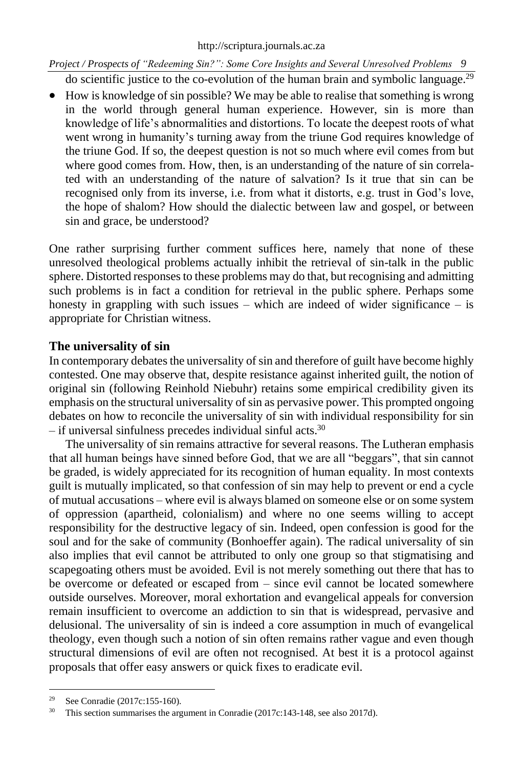do scientific justice to the co-evolution of the human brain and symbolic language.[29]

- How is knowledge of sin possible? We may be able to realise that something is wrong in the world through general human experience. However, sin is more than knowledge of life's abnormalities and distortions. To locate the deepest roots of what went wrong in humanity's turning away from the triune God requires knowledge of the triune God. If so, the deepest question is not so much where evil comes from but where good comes from. How, then, is an understanding of the nature of sin correlated with an understanding of the nature of salvation? Is it true that sin can be recognised only from its inverse, i.e. from what it distorts, e.g. trust in God's love, the hope of shalom? How should the dialectic between law and gospel, or between sin and grace, be understood?

One rather surprising further comment suffices here, namely that none of these unresolved theological problems actually inhibit the retrieval of sin-talk in the public sphere. Distorted responses to these problems may do that, but recognising and admitting such problems is in fact a condition for retrieval in the public sphere. Perhaps some honesty in grappling with such issues – which are indeed of wider significance – is appropriate for Christian witness.

## The universality of sin

In contemporary debates the universality of sin and therefore of guilt have become highly contested. One may observe that, despite resistance against inherited guilt, the notion of original sin (following Reinhold Niebuhr) retains some empirical credibility given its emphasis on the structural universality of sin as pervasive power. This prompted ongoing debates on how to reconcile the universality of sin with individual responsibility for sin – if universal sinfulness precedes individual sinful acts.[30]

The universality of sin remains attractive for several reasons. The Lutheran emphasis that all human beings have sinned before God, that we are all "beggars", that sin cannot be graded, is widely appreciated for its recognition of human equality. In most contexts guilt is mutually implicated, so that confession of sin may help to prevent or end a cycle of mutual accusations – where evil is always blamed on someone else or on some system of oppression (apartheid, colonialism) and where no one seems willing to accept responsibility for the destructive legacy of sin. Indeed, open confession is good for the soul and for the sake of community (Bonhoeffer again). The radical universality of sin also implies that evil cannot be attributed to only one group so that stigmatising and scapegoating others must be avoided. Evil is not merely something out there that has to be overcome or defeated or escaped from – since evil cannot be located somewhere outside ourselves. Moreover, moral exhortation and evangelical appeals for conversion remain insufficient to overcome an addiction to sin that is widespread, pervasive and delusional. The universality of sin is indeed a core assumption in much of evangelical theology, even though such a notion of sin often remains rather vague and even though structural dimensions of evil are often not recognised. At best it is a protocol against proposals that offer easy answers or quick fixes to eradicate evil.

---

[29] See Conradie (2017c:155-160).

[30] This section summarises the argument in Conradie (2017c:143-148, see also 2017d).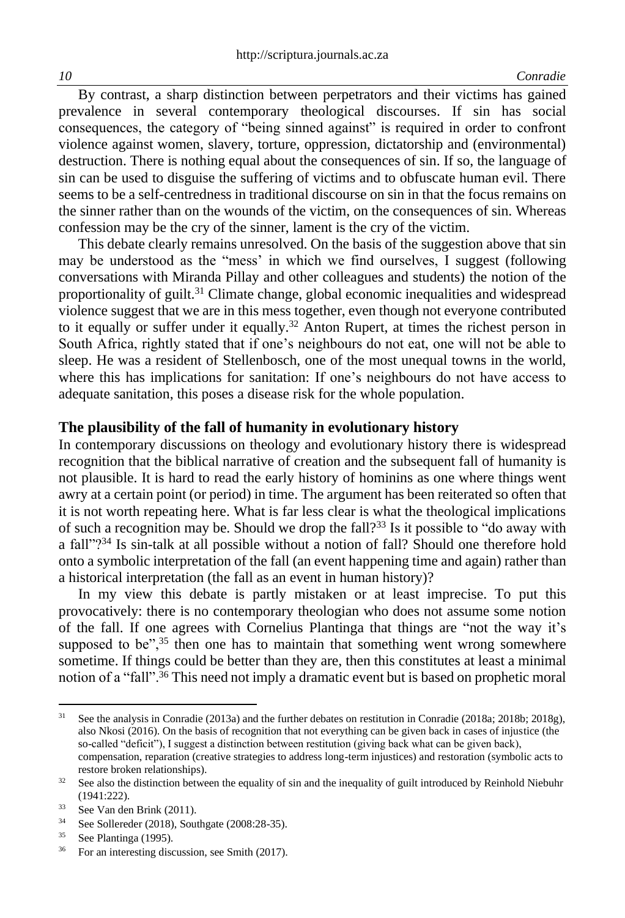By contrast, a sharp distinction between perpetrators and their victims has gained prevalence in several contemporary theological discourses. If sin has social consequences, the category of "being sinned against" is required in order to confront violence against women, slavery, torture, oppression, dictatorship and (environmental) destruction. There is nothing equal about the consequences of sin. If so, the language of sin can be used to disguise the suffering of victims and to obfuscate human evil. There seems to be a self-centredness in traditional discourse on sin in that the focus remains on the sinner rather than on the wounds of the victim, on the consequences of sin. Whereas confession may be the cry of the sinner, lament is the cry of the victim.

This debate clearly remains unresolved. On the basis of the suggestion above that sin may be understood as the "mess' in which we find ourselves, I suggest (following conversations with Miranda Pillay and other colleagues and students) the notion of the proportionality of guilt.[31] Climate change, global economic inequalities and widespread violence suggest that we are in this mess together, even though not everyone contributed to it equally or suffer under it equally.[32] Anton Rupert, at times the richest person in South Africa, rightly stated that if one's neighbours do not eat, one will not be able to sleep. He was a resident of Stellenbosch, one of the most unequal towns in the world, where this has implications for sanitation: If one's neighbours do not have access to adequate sanitation, this poses a disease risk for the whole population.

## The plausibility of the fall of humanity in evolutionary history

In contemporary discussions on theology and evolutionary history there is widespread recognition that the biblical narrative of creation and the subsequent fall of humanity is not plausible. It is hard to read the early history of hominins as one where things went awry at a certain point (or period) in time. The argument has been reiterated so often that it is not worth repeating here. What is far less clear is what the theological implications of such a recognition may be. Should we drop the fall?[33] Is it possible to "do away with a fall"?[34] Is sin-talk at all possible without a notion of fall? Should one therefore hold onto a symbolic interpretation of the fall (an event happening time and again) rather than a historical interpretation (the fall as an event in human history)?

In my view this debate is partly mistaken or at least imprecise. To put this provocatively: there is no contemporary theologian who does not assume some notion of the fall. If one agrees with Cornelius Plantinga that things are "not the way it's supposed to be",[35] then one has to maintain that something went wrong somewhere sometime. If things could be better than they are, then this constitutes at least a minimal notion of a "fall".[36] This need not imply a dramatic event but is based on prophetic moral

---

[31] See the analysis in Conradie (2013a) and the further debates on restitution in Conradie (2018a; 2018b; 2018g), also Nkosi (2016). On the basis of recognition that not everything can be given back in cases of injustice (the so-called "deficit"), I suggest a distinction between restitution (giving back what can be given back), compensation, reparation (creative strategies to address long-term injustices) and restoration (symbolic acts to restore broken relationships).

[32] See also the distinction between the equality of sin and the inequality of guilt introduced by Reinhold Niebuhr (1941:222).

[33] See Van den Brink (2011).

[34] See Sollereder (2018), Southgate (2008:28-35).

[35] See Plantinga (1995).

[36] For an interesting discussion, see Smith (2017).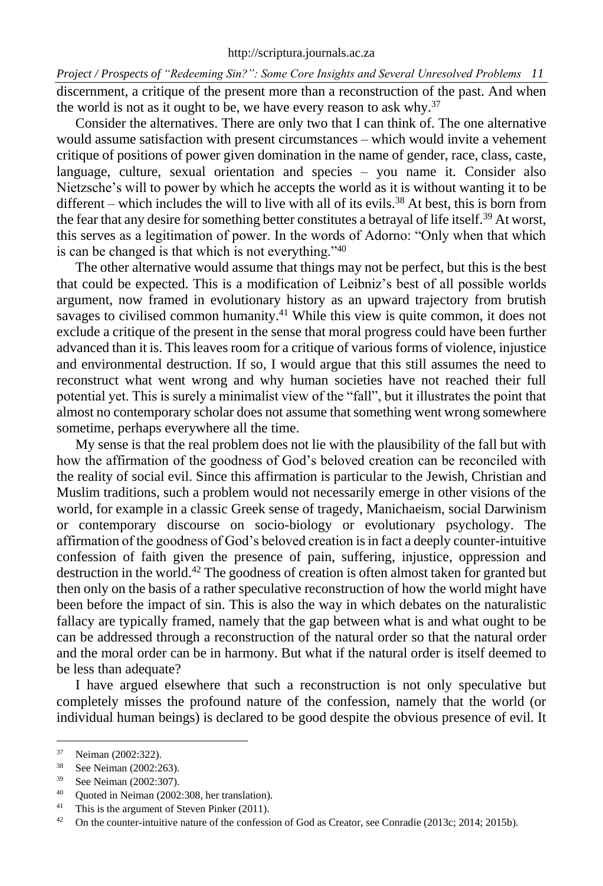discernment, a critique of the present more than a reconstruction of the past. And when the world is not as it ought to be, we have every reason to ask why.[37]

Consider the alternatives. There are only two that I can think of. The one alternative would assume satisfaction with present circumstances – which would invite a vehement critique of positions of power given domination in the name of gender, race, class, caste, language, culture, sexual orientation and species – you name it. Consider also Nietzsche's will to power by which he accepts the world as it is without wanting it to be different – which includes the will to live with all of its evils.[38] At best, this is born from the fear that any desire for something better constitutes a betrayal of life itself.[39] At worst, this serves as a legitimation of power. In the words of Adorno: "Only when that which is can be changed is that which is not everything."[40]

The other alternative would assume that things may not be perfect, but this is the best that could be expected. This is a modification of Leibniz's best of all possible worlds argument, now framed in evolutionary history as an upward trajectory from brutish savages to civilised common humanity.[41] While this view is quite common, it does not exclude a critique of the present in the sense that moral progress could have been further advanced than it is. This leaves room for a critique of various forms of violence, injustice and environmental destruction. If so, I would argue that this still assumes the need to reconstruct what went wrong and why human societies have not reached their full potential yet. This is surely a minimalist view of the "fall", but it illustrates the point that almost no contemporary scholar does not assume that something went wrong somewhere sometime, perhaps everywhere all the time.

My sense is that the real problem does not lie with the plausibility of the fall but with how the affirmation of the goodness of God's beloved creation can be reconciled with the reality of social evil. Since this affirmation is particular to the Jewish, Christian and Muslim traditions, such a problem would not necessarily emerge in other visions of the world, for example in a classic Greek sense of tragedy, Manichaeism, social Darwinism or contemporary discourse on socio-biology or evolutionary psychology. The affirmation of the goodness of God's beloved creation is in fact a deeply counter-intuitive confession of faith given the presence of pain, suffering, injustice, oppression and destruction in the world.[42] The goodness of creation is often almost taken for granted but then only on the basis of a rather speculative reconstruction of how the world might have been before the impact of sin. This is also the way in which debates on the naturalistic fallacy are typically framed, namely that the gap between what is and what ought to be can be addressed through a reconstruction of the natural order so that the natural order and the moral order can be in harmony. But what if the natural order is itself deemed to be less than adequate?

I have argued elsewhere that such a reconstruction is not only speculative but completely misses the profound nature of the confession, namely that the world (or individual human beings) is declared to be good despite the obvious presence of evil. It

---

[37] Neiman (2002:322).

[38] See Neiman (2002:263).

[39] See Neiman (2002:307).

[40] Quoted in Neiman (2002:308, her translation).

[41] This is the argument of Steven Pinker (2011).

[42] On the counter-intuitive nature of the confession of God as Creator, see Conradie (2013c; 2014; 2015b).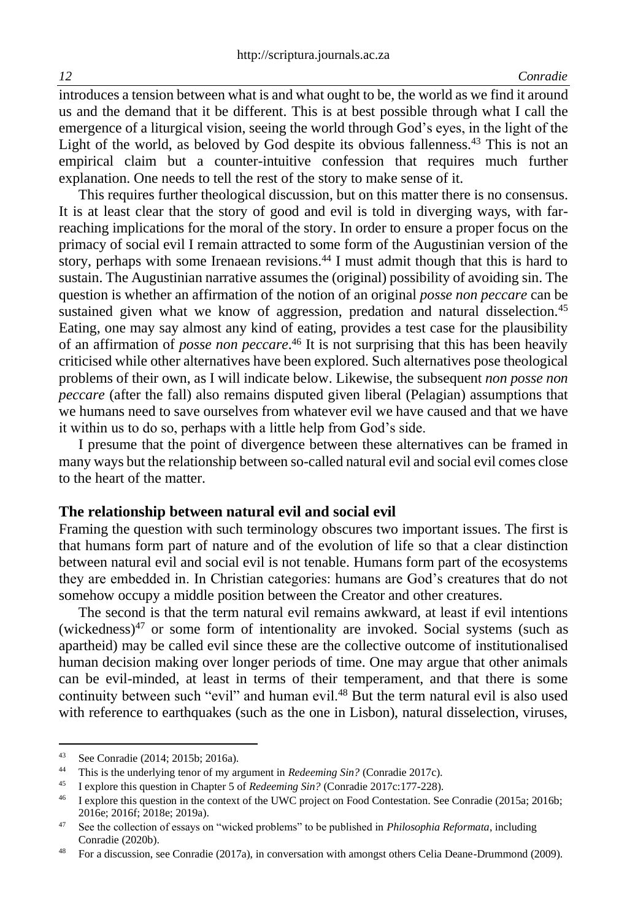introduces a tension between what is and what ought to be, the world as we find it around us and the demand that it be different. This is at best possible through what I call the emergence of a liturgical vision, seeing the world through God's eyes, in the light of the Light of the world, as beloved by God despite its obvious fallenness.[43] This is not an empirical claim but a counter-intuitive confession that requires much further explanation. One needs to tell the rest of the story to make sense of it.

This requires further theological discussion, but on this matter there is no consensus. It is at least clear that the story of good and evil is told in diverging ways, with far-reaching implications for the moral of the story. In order to ensure a proper focus on the primacy of social evil I remain attracted to some form of the Augustinian version of the story, perhaps with some Irenaean revisions.[44] I must admit though that this is hard to sustain. The Augustinian narrative assumes the (original) possibility of avoiding sin. The question is whether an affirmation of the notion of an original *posse non peccare* can be sustained given what we know of aggression, predation and natural disselection.[45] Eating, one may say almost any kind of eating, provides a test case for the plausibility of an affirmation of *posse non peccare*.[46] It is not surprising that this has been heavily criticised while other alternatives have been explored. Such alternatives pose theological problems of their own, as I will indicate below. Likewise, the subsequent *non posse non peccare* (after the fall) also remains disputed given liberal (Pelagian) assumptions that we humans need to save ourselves from whatever evil we have caused and that we have it within us to do so, perhaps with a little help from God's side.

I presume that the point of divergence between these alternatives can be framed in many ways but the relationship between so-called natural evil and social evil comes close to the heart of the matter.

## The relationship between natural evil and social evil

Framing the question with such terminology obscures two important issues. The first is that humans form part of nature and of the evolution of life so that a clear distinction between natural evil and social evil is not tenable. Humans form part of the ecosystems they are embedded in. In Christian categories: humans are God's creatures that do not somehow occupy a middle position between the Creator and other creatures.

The second is that the term natural evil remains awkward, at least if evil intentions (wickedness)[47] or some form of intentionality are invoked. Social systems (such as apartheid) may be called evil since these are the collective outcome of institutionalised human decision making over longer periods of time. One may argue that other animals can be evil-minded, at least in terms of their temperament, and that there is some continuity between such "evil" and human evil.[48] But the term natural evil is also used with reference to earthquakes (such as the one in Lisbon), natural disselection, viruses,

---

[43] See Conradie (2014; 2015b; 2016a).

[44] This is the underlying tenor of my argument in *Redeeming Sin?* (Conradie 2017c).

[45] I explore this question in Chapter 5 of *Redeeming Sin?* (Conradie 2017c:177-228).

[46] I explore this question in the context of the UWC project on Food Contestation. See Conradie (2015a; 2016b; 2016e; 2016f; 2018e; 2019a).

[47] See the collection of essays on "wicked problems" to be published in *Philosophia Reformata*, including Conradie (2020b).

[48] For a discussion, see Conradie (2017a), in conversation with amongst others Celia Deane-Drummond (2009).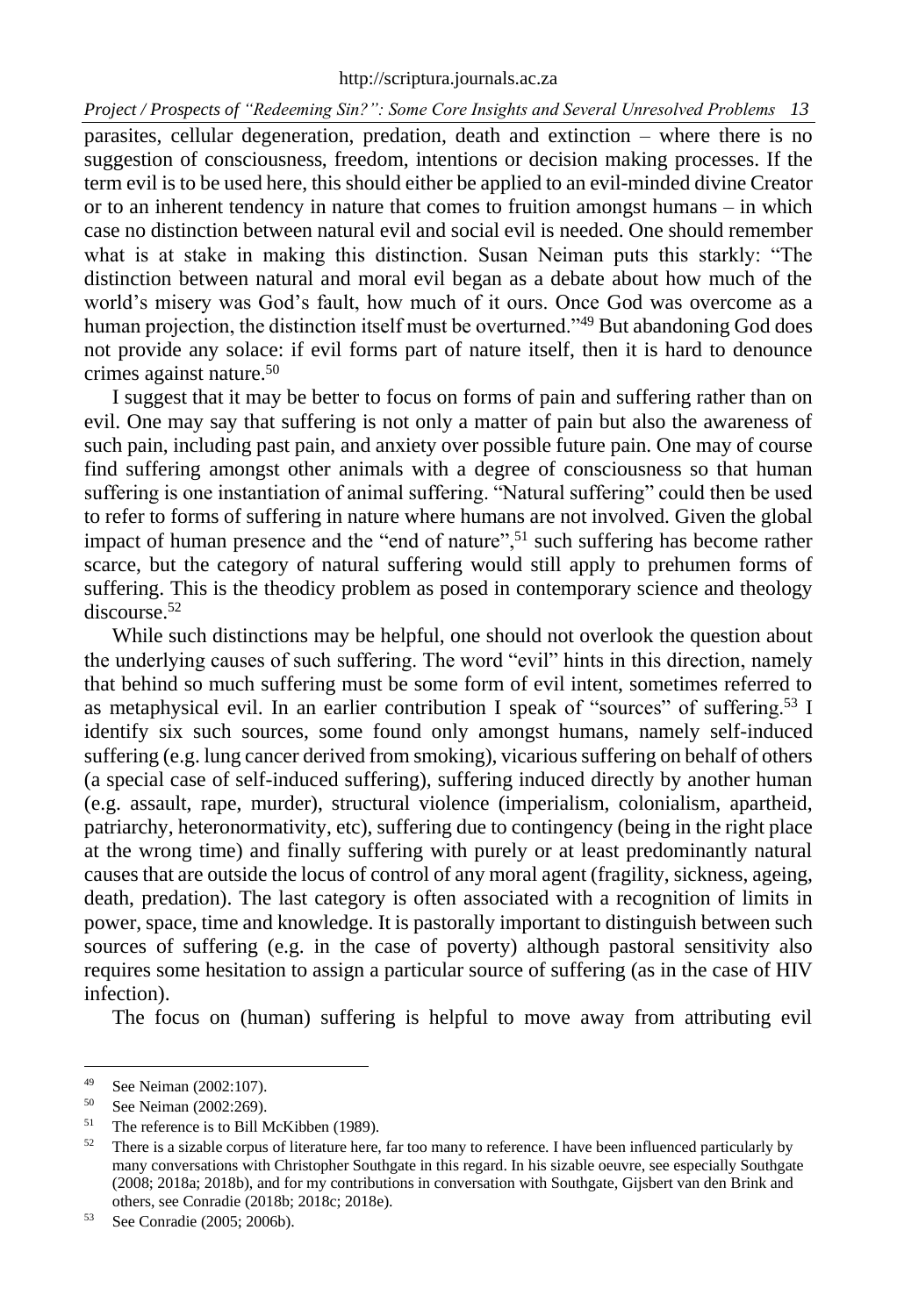parasites, cellular degeneration, predation, death and extinction – where there is no suggestion of consciousness, freedom, intentions or decision making processes. If the term evil is to be used here, this should either be applied to an evil-minded divine Creator or to an inherent tendency in nature that comes to fruition amongst humans – in which case no distinction between natural evil and social evil is needed. One should remember what is at stake in making this distinction. Susan Neiman puts this starkly: "The distinction between natural and moral evil began as a debate about how much of the world's misery was God's fault, how much of it ours. Once God was overcome as a human projection, the distinction itself must be overturned."[49] But abandoning God does not provide any solace: if evil forms part of nature itself, then it is hard to denounce crimes against nature.[50]

I suggest that it may be better to focus on forms of pain and suffering rather than on evil. One may say that suffering is not only a matter of pain but also the awareness of such pain, including past pain, and anxiety over possible future pain. One may of course find suffering amongst other animals with a degree of consciousness so that human suffering is one instantiation of animal suffering. "Natural suffering" could then be used to refer to forms of suffering in nature where humans are not involved. Given the global impact of human presence and the "end of nature",[51] such suffering has become rather scarce, but the category of natural suffering would still apply to prehumen forms of suffering. This is the theodicy problem as posed in contemporary science and theology discourse.[52]

While such distinctions may be helpful, one should not overlook the question about the underlying causes of such suffering. The word "evil" hints in this direction, namely that behind so much suffering must be some form of evil intent, sometimes referred to as metaphysical evil. In an earlier contribution I speak of "sources" of suffering.[53] I identify six such sources, some found only amongst humans, namely self-induced suffering (e.g. lung cancer derived from smoking), vicarious suffering on behalf of others (a special case of self-induced suffering), suffering induced directly by another human (e.g. assault, rape, murder), structural violence (imperialism, colonialism, apartheid, patriarchy, heteronormativity, etc), suffering due to contingency (being in the right place at the wrong time) and finally suffering with purely or at least predominantly natural causes that are outside the locus of control of any moral agent (fragility, sickness, ageing, death, predation). The last category is often associated with a recognition of limits in power, space, time and knowledge. It is pastorally important to distinguish between such sources of suffering (e.g. in the case of poverty) although pastoral sensitivity also requires some hesitation to assign a particular source of suffering (as in the case of HIV infection).

The focus on (human) suffering is helpful to move away from attributing evil

---

[49] See Neiman (2002:107).

[50] See Neiman (2002:269).

[51] The reference is to Bill McKibben (1989).

[52] There is a sizable corpus of literature here, far too many to reference. I have been influenced particularly by many conversations with Christopher Southgate in this regard. In his sizable oeuvre, see especially Southgate (2008; 2018a; 2018b), and for my contributions in conversation with Southgate, Gijsbert van den Brink and others, see Conradie (2018b; 2018c; 2018e).

[53] See Conradie (2005; 2006b).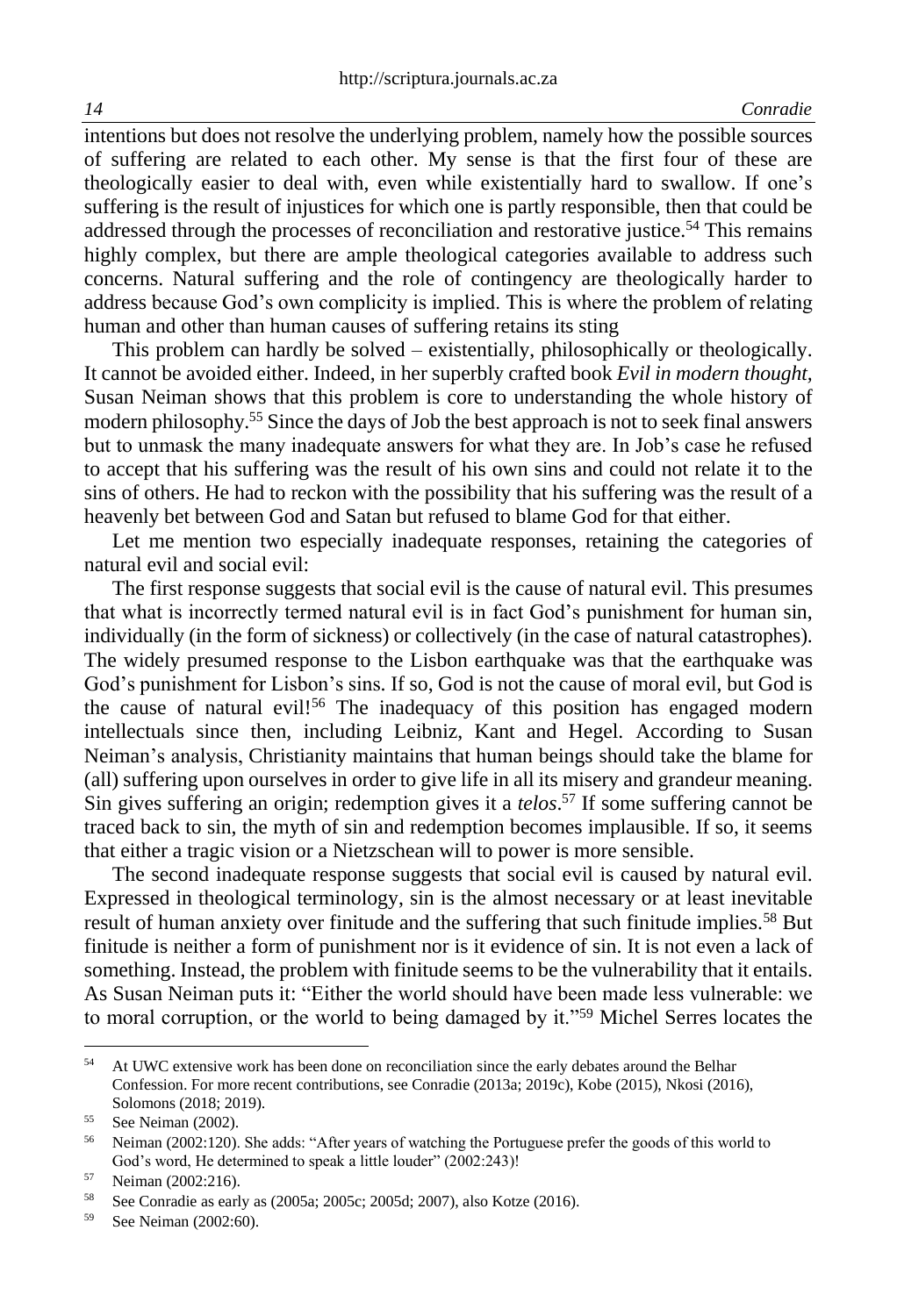intentions but does not resolve the underlying problem, namely how the possible sources of suffering are related to each other. My sense is that the first four of these are theologically easier to deal with, even while existentially hard to swallow. If one's suffering is the result of injustices for which one is partly responsible, then that could be addressed through the processes of reconciliation and restorative justice.[54] This remains highly complex, but there are ample theological categories available to address such concerns. Natural suffering and the role of contingency are theologically harder to address because God's own complicity is implied. This is where the problem of relating human and other than human causes of suffering retains its sting

This problem can hardly be solved – existentially, philosophically or theologically. It cannot be avoided either. Indeed, in her superbly crafted book *Evil in modern thought*, Susan Neiman shows that this problem is core to understanding the whole history of modern philosophy.[55] Since the days of Job the best approach is not to seek final answers but to unmask the many inadequate answers for what they are. In Job's case he refused to accept that his suffering was the result of his own sins and could not relate it to the sins of others. He had to reckon with the possibility that his suffering was the result of a heavenly bet between God and Satan but refused to blame God for that either.

Let me mention two especially inadequate responses, retaining the categories of natural evil and social evil:

The first response suggests that social evil is the cause of natural evil. This presumes that what is incorrectly termed natural evil is in fact God's punishment for human sin, individually (in the form of sickness) or collectively (in the case of natural catastrophes). The widely presumed response to the Lisbon earthquake was that the earthquake was God's punishment for Lisbon's sins. If so, God is not the cause of moral evil, but God is the cause of natural evil![56] The inadequacy of this position has engaged modern intellectuals since then, including Leibniz, Kant and Hegel. According to Susan Neiman's analysis, Christianity maintains that human beings should take the blame for (all) suffering upon ourselves in order to give life in all its misery and grandeur meaning. Sin gives suffering an origin; redemption gives it a *telos*.[57] If some suffering cannot be traced back to sin, the myth of sin and redemption becomes implausible. If so, it seems that either a tragic vision or a Nietzschean will to power is more sensible.

The second inadequate response suggests that social evil is caused by natural evil. Expressed in theological terminology, sin is the almost necessary or at least inevitable result of human anxiety over finitude and the suffering that such finitude implies.[58] But finitude is neither a form of punishment nor is it evidence of sin. It is not even a lack of something. Instead, the problem with finitude seems to be the vulnerability that it entails. As Susan Neiman puts it: "Either the world should have been made less vulnerable: we to moral corruption, or the world to being damaged by it."[59] Michel Serres locates the

---

[54] At UWC extensive work has been done on reconciliation since the early debates around the Belhar Confession. For more recent contributions, see Conradie (2013a; 2019c), Kobe (2015), Nkosi (2016), Solomons (2018; 2019).

[55] See Neiman (2002).

[56] Neiman (2002:120). She adds: "After years of watching the Portuguese prefer the goods of this world to God's word, He determined to speak a little louder" (2002:243)!

[57] Neiman (2002:216).

[58] See Conradie as early as (2005a; 2005c; 2005d; 2007), also Kotze (2016).

[59] See Neiman (2002:60).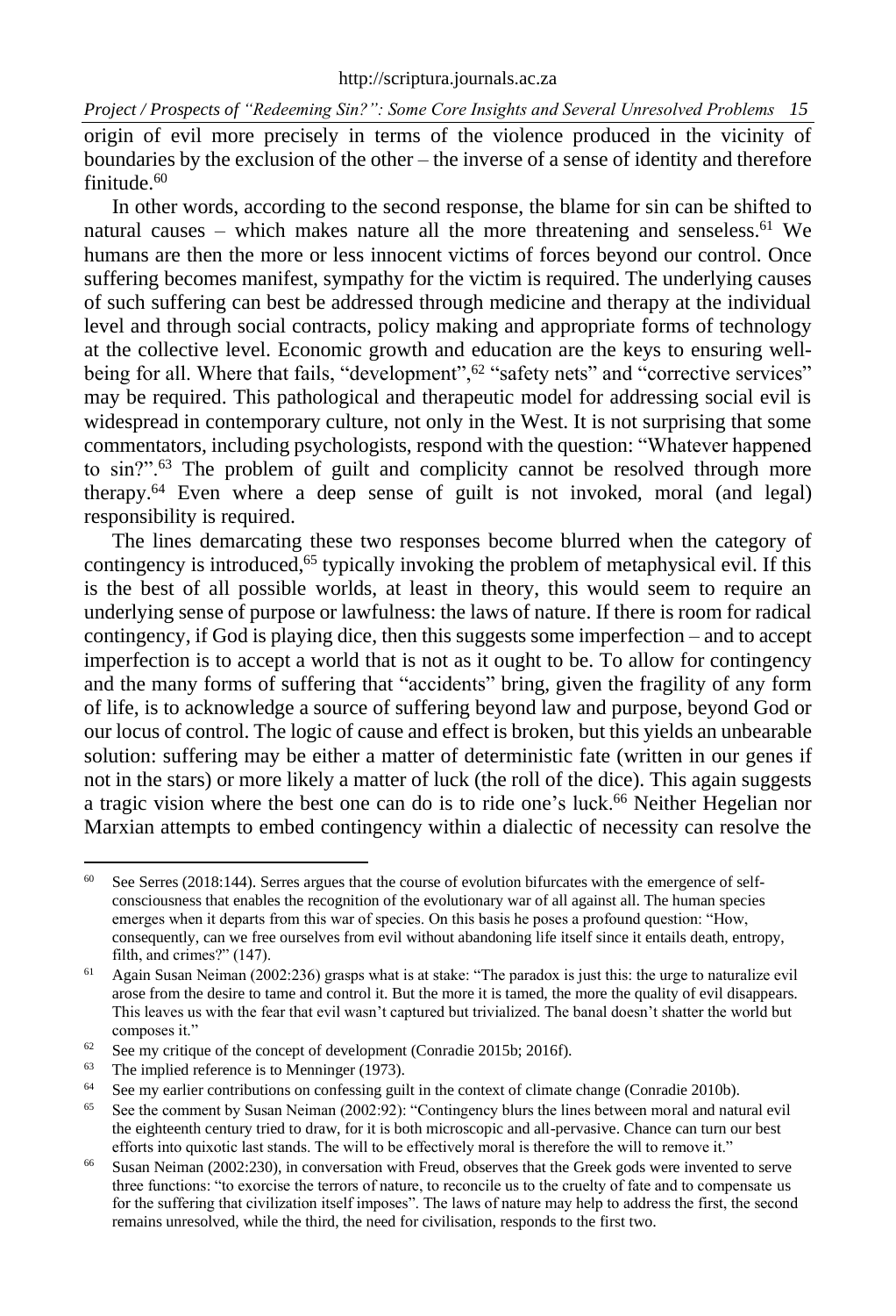origin of evil more precisely in terms of the violence produced in the vicinity of boundaries by the exclusion of the other – the inverse of a sense of identity and therefore finitude.[60]

In other words, according to the second response, the blame for sin can be shifted to natural causes – which makes nature all the more threatening and senseless.[61] We humans are then the more or less innocent victims of forces beyond our control. Once suffering becomes manifest, sympathy for the victim is required. The underlying causes of such suffering can best be addressed through medicine and therapy at the individual level and through social contracts, policy making and appropriate forms of technology at the collective level. Economic growth and education are the keys to ensuring well-being for all. Where that fails, "development",[62] "safety nets" and "corrective services" may be required. This pathological and therapeutic model for addressing social evil is widespread in contemporary culture, not only in the West. It is not surprising that some commentators, including psychologists, respond with the question: "Whatever happened to sin?".[63] The problem of guilt and complicity cannot be resolved through more therapy.[64] Even where a deep sense of guilt is not invoked, moral (and legal) responsibility is required.

The lines demarcating these two responses become blurred when the category of contingency is introduced,[65] typically invoking the problem of metaphysical evil. If this is the best of all possible worlds, at least in theory, this would seem to require an underlying sense of purpose or lawfulness: the laws of nature. If there is room for radical contingency, if God is playing dice, then this suggests some imperfection – and to accept imperfection is to accept a world that is not as it ought to be. To allow for contingency and the many forms of suffering that "accidents" bring, given the fragility of any form of life, is to acknowledge a source of suffering beyond law and purpose, beyond God or our locus of control. The logic of cause and effect is broken, but this yields an unbearable solution: suffering may be either a matter of deterministic fate (written in our genes if not in the stars) or more likely a matter of luck (the roll of the dice). This again suggests a tragic vision where the best one can do is to ride one's luck.[66] Neither Hegelian nor Marxian attempts to embed contingency within a dialectic of necessity can resolve the

---

[60] See Serres (2018:144). Serres argues that the course of evolution bifurcates with the emergence of self-consciousness that enables the recognition of the evolutionary war of all against all. The human species emerges when it departs from this war of species. On this basis he poses a profound question: "How, consequently, can we free ourselves from evil without abandoning life itself since it entails death, entropy, filth, and crimes?" (147).

[61] Again Susan Neiman (2002:236) grasps what is at stake: "The paradox is just this: the urge to naturalize evil arose from the desire to tame and control it. But the more it is tamed, the more the quality of evil disappears. This leaves us with the fear that evil wasn't captured but trivialized. The banal doesn't shatter the world but composes it."

[62] See my critique of the concept of development (Conradie 2015b; 2016f).

[63] The implied reference is to Menninger (1973).

[64] See my earlier contributions on confessing guilt in the context of climate change (Conradie 2010b).

[65] See the comment by Susan Neiman (2002:92): "Contingency blurs the lines between moral and natural evil the eighteenth century tried to draw, for it is both microscopic and all-pervasive. Chance can turn our best efforts into quixotic last stands. The will to be effectively moral is therefore the will to remove it."

[66] Susan Neiman (2002:230), in conversation with Freud, observes that the Greek gods were invented to serve three functions: "to exorcise the terrors of nature, to reconcile us to the cruelty of fate and to compensate us for the suffering that civilization itself imposes". The laws of nature may help to address the first, the second remains unresolved, while the third, the need for civilisation, responds to the first two.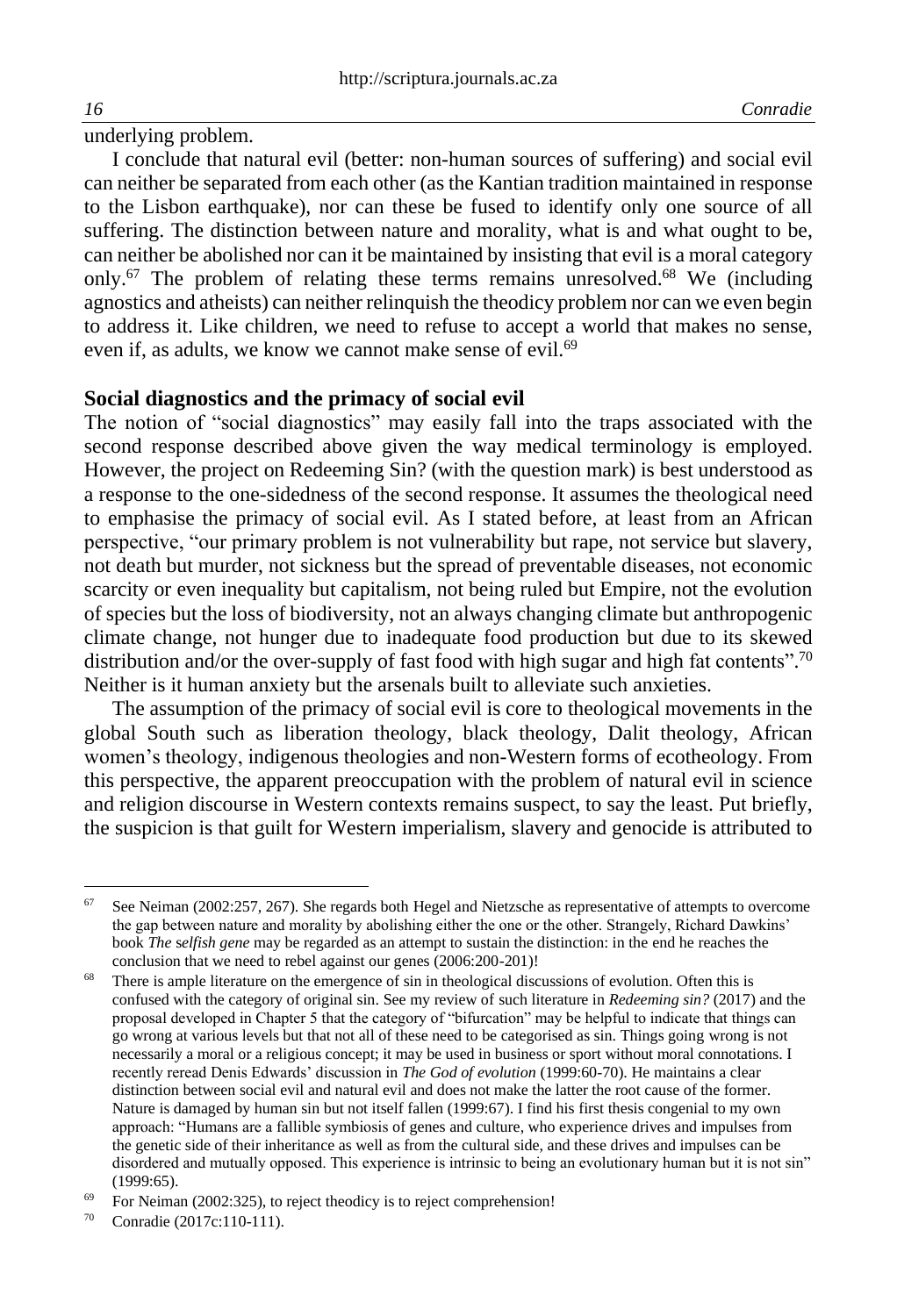underlying problem.

I conclude that natural evil (better: non-human sources of suffering) and social evil can neither be separated from each other (as the Kantian tradition maintained in response to the Lisbon earthquake), nor can these be fused to identify only one source of all suffering. The distinction between nature and morality, what is and what ought to be, can neither be abolished nor can it be maintained by insisting that evil is a moral category only.[67] The problem of relating these terms remains unresolved.[68] We (including agnostics and atheists) can neither relinquish the theodicy problem nor can we even begin to address it. Like children, we need to refuse to accept a world that makes no sense, even if, as adults, we know we cannot make sense of evil.[69]

## Social diagnostics and the primacy of social evil

The notion of "social diagnostics" may easily fall into the traps associated with the second response described above given the way medical terminology is employed. However, the project on Redeeming Sin? (with the question mark) is best understood as a response to the one-sidedness of the second response. It assumes the theological need to emphasise the primacy of social evil. As I stated before, at least from an African perspective, "our primary problem is not vulnerability but rape, not service but slavery, not death but murder, not sickness but the spread of preventable diseases, not economic scarcity or even inequality but capitalism, not being ruled but Empire, not the evolution of species but the loss of biodiversity, not an always changing climate but anthropogenic climate change, not hunger due to inadequate food production but due to its skewed distribution and/or the over-supply of fast food with high sugar and high fat contents".[70] Neither is it human anxiety but the arsenals built to alleviate such anxieties.

The assumption of the primacy of social evil is core to theological movements in the global South such as liberation theology, black theology, Dalit theology, African women's theology, indigenous theologies and non-Western forms of ecotheology. From this perspective, the apparent preoccupation with the problem of natural evil in science and religion discourse in Western contexts remains suspect, to say the least. Put briefly, the suspicion is that guilt for Western imperialism, slavery and genocide is attributed to

---

[67] See Neiman (2002:257, 267). She regards both Hegel and Nietzsche as representative of attempts to overcome the gap between nature and morality by abolishing either the one or the other. Strangely, Richard Dawkins' book *The selfish gene* may be regarded as an attempt to sustain the distinction: in the end he reaches the conclusion that we need to rebel against our genes (2006:200-201)!

[68] There is ample literature on the emergence of sin in theological discussions of evolution. Often this is confused with the category of original sin. See my review of such literature in *Redeeming sin?* (2017) and the proposal developed in Chapter 5 that the category of "bifurcation" may be helpful to indicate that things can go wrong at various levels but that not all of these need to be categorised as sin. Things going wrong is not necessarily a moral or a religious concept; it may be used in business or sport without moral connotations. I recently reread Denis Edwards' discussion in *The God of evolution* (1999:60-70). He maintains a clear distinction between social evil and natural evil and does not make the latter the root cause of the former. Nature is damaged by human sin but not itself fallen (1999:67). I find his first thesis congenial to my own approach: "Humans are a fallible symbiosis of genes and culture, who experience drives and impulses from the genetic side of their inheritance as well as from the cultural side, and these drives and impulses can be disordered and mutually opposed. This experience is intrinsic to being an evolutionary human but it is not sin" (1999:65).

[69] For Neiman (2002:325), to reject theodicy is to reject comprehension!

[70] Conradie (2017c:110-111).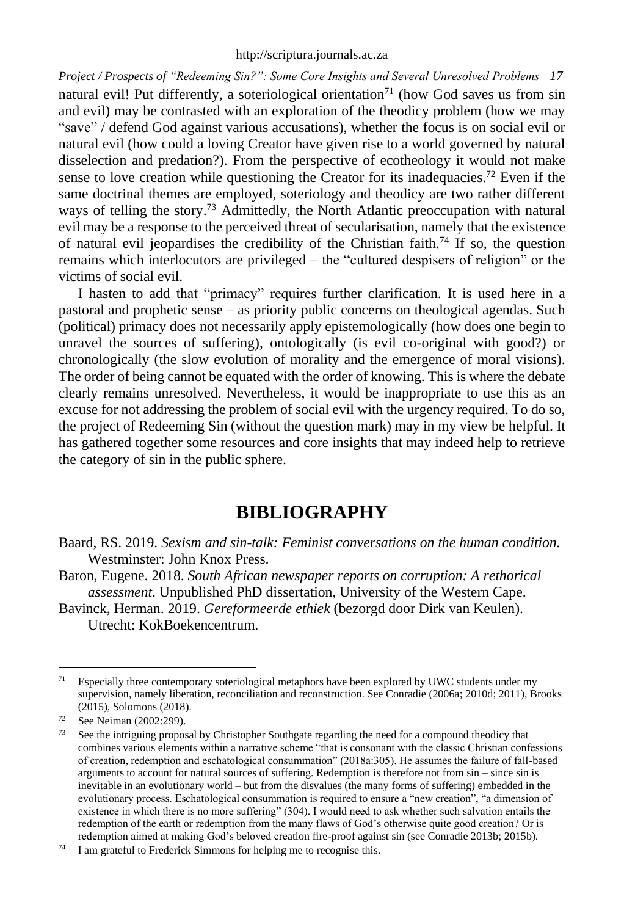natural evil! Put differently, a soteriological orientation[71] (how God saves us from sin and evil) may be contrasted with an exploration of the theodicy problem (how we may "save" / defend God against various accusations), whether the focus is on social evil or natural evil (how could a loving Creator have given rise to a world governed by natural disselection and predation?). From the perspective of ecotheology it would not make sense to love creation while questioning the Creator for its inadequacies.[72] Even if the same doctrinal themes are employed, soteriology and theodicy are two rather different ways of telling the story.[73] Admittedly, the North Atlantic preoccupation with natural evil may be a response to the perceived threat of secularisation, namely that the existence of natural evil jeopardises the credibility of the Christian faith.[74] If so, the question remains which interlocutors are privileged – the "cultured despisers of religion" or the victims of social evil.

I hasten to add that "primacy" requires further clarification. It is used here in a pastoral and prophetic sense – as priority public concerns on theological agendas. Such (political) primacy does not necessarily apply epistemologically (how does one begin to unravel the sources of suffering), ontologically (is evil co-original with good?) or chronologically (the slow evolution of morality and the emergence of moral visions). The order of being cannot be equated with the order of knowing. This is where the debate clearly remains unresolved. Nevertheless, it would be inappropriate to use this as an excuse for not addressing the problem of social evil with the urgency required. To do so, the project of Redeeming Sin (without the question mark) may in my view be helpful. It has gathered together some resources and core insights that may indeed help to retrieve the category of sin in the public sphere.

## BIBLIOGRAPHY

Baard, RS. 2019. *Sexism and sin-talk: Feminist conversations on the human condition.* Westminster: John Knox Press.

Baron, Eugene. 2018. *South African newspaper reports on corruption: A rethorical assessment*. Unpublished PhD dissertation, University of the Western Cape.

Bavinck, Herman. 2019. *Gereformeerde ethiek* (bezorgd door Dirk van Keulen). Utrecht: KokBoekencentrum.

---

[71] Especially three contemporary soteriological metaphors have been explored by UWC students under my supervision, namely liberation, reconciliation and reconstruction. See Conradie (2006a; 2010d; 2011), Brooks (2015), Solomons (2018).

[72] See Neiman (2002:299).

[73] See the intriguing proposal by Christopher Southgate regarding the need for a compound theodicy that combines various elements within a narrative scheme "that is consonant with the classic Christian confessions of creation, redemption and eschatological consummation" (2018a:305). He assumes the failure of fall-based arguments to account for natural sources of suffering. Redemption is therefore not from sin – since sin is inevitable in an evolutionary world – but from the disvalues (the many forms of suffering) embedded in the evolutionary process. Eschatological consummation is required to ensure a "new creation", "a dimension of existence in which there is no more suffering" (304). I would need to ask whether such salvation entails the redemption of the earth or redemption from the many flaws of God's otherwise quite good creation? Or is redemption aimed at making God's beloved creation fire-proof against sin (see Conradie 2013b; 2015b).

[74] I am grateful to Frederick Simmons for helping me to recognise this.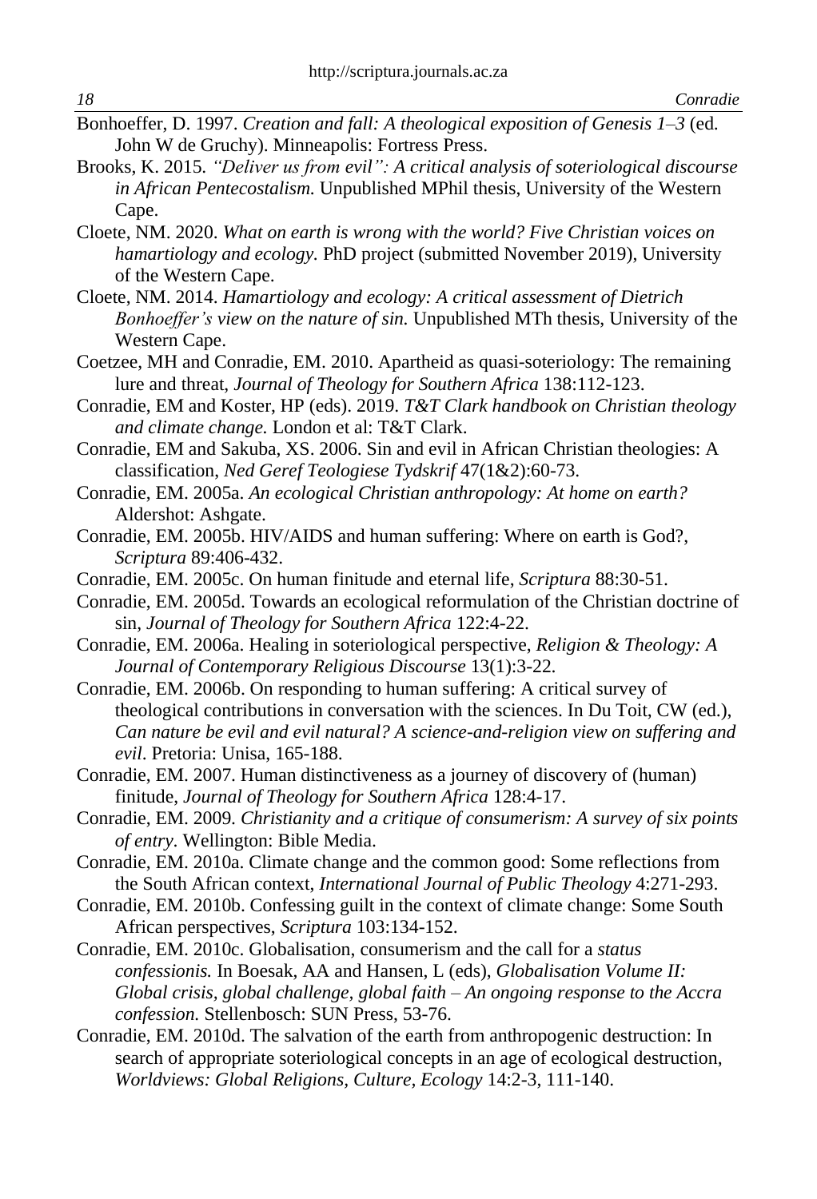Bonhoeffer, D. 1997. *Creation and fall: A theological exposition of Genesis 1–3* (ed. John W de Gruchy). Minneapolis: Fortress Press.

Brooks, K. 2015. *"Deliver us from evil": A critical analysis of soteriological discourse in African Pentecostalism.* Unpublished MPhil thesis, University of the Western Cape.

Cloete, NM. 2020. *What on earth is wrong with the world? Five Christian voices on hamartiology and ecology.* PhD project (submitted November 2019), University of the Western Cape.

Cloete, NM. 2014. *Hamartiology and ecology: A critical assessment of Dietrich Bonhoeffer's view on the nature of sin.* Unpublished MTh thesis, University of the Western Cape.

Coetzee, MH and Conradie, EM. 2010. Apartheid as quasi-soteriology: The remaining lure and threat, *Journal of Theology for Southern Africa* 138:112-123.

Conradie, EM and Koster, HP (eds). 2019. *T&T Clark handbook on Christian theology and climate change.* London et al: T&T Clark.

Conradie, EM and Sakuba, XS. 2006. Sin and evil in African Christian theologies: A classification, *Ned Geref Teologiese Tydskrif* 47(1&2):60-73.

Conradie, EM. 2005a. *An ecological Christian anthropology: At home on earth?* Aldershot: Ashgate.

Conradie, EM. 2005b. HIV/AIDS and human suffering: Where on earth is God?, *Scriptura* 89:406-432.

Conradie, EM. 2005c. On human finitude and eternal life, *Scriptura* 88:30-51.

Conradie, EM. 2005d. Towards an ecological reformulation of the Christian doctrine of sin, *Journal of Theology for Southern Africa* 122:4-22.

Conradie, EM. 2006a. Healing in soteriological perspective, *Religion & Theology: A Journal of Contemporary Religious Discourse* 13(1):3-22.

Conradie, EM. 2006b. On responding to human suffering: A critical survey of theological contributions in conversation with the sciences. In Du Toit, CW (ed.), *Can nature be evil and evil natural? A science-and-religion view on suffering and evil*. Pretoria: Unisa, 165-188.

Conradie, EM. 2007. Human distinctiveness as a journey of discovery of (human) finitude, *Journal of Theology for Southern Africa* 128:4-17.

Conradie, EM. 2009. *Christianity and a critique of consumerism: A survey of six points of entry*. Wellington: Bible Media.

Conradie, EM. 2010a. Climate change and the common good: Some reflections from the South African context, *International Journal of Public Theology* 4:271-293.

Conradie, EM. 2010b. Confessing guilt in the context of climate change: Some South African perspectives, *Scriptura* 103:134-152.

Conradie, EM. 2010c. Globalisation, consumerism and the call for a *status confessionis.* In Boesak, AA and Hansen, L (eds), *Globalisation Volume II: Global crisis, global challenge, global faith – An ongoing response to the Accra confession.* Stellenbosch: SUN Press, 53-76.

Conradie, EM. 2010d. The salvation of the earth from anthropogenic destruction: In search of appropriate soteriological concepts in an age of ecological destruction, *Worldviews: Global Religions, Culture, Ecology* 14:2-3, 111-140.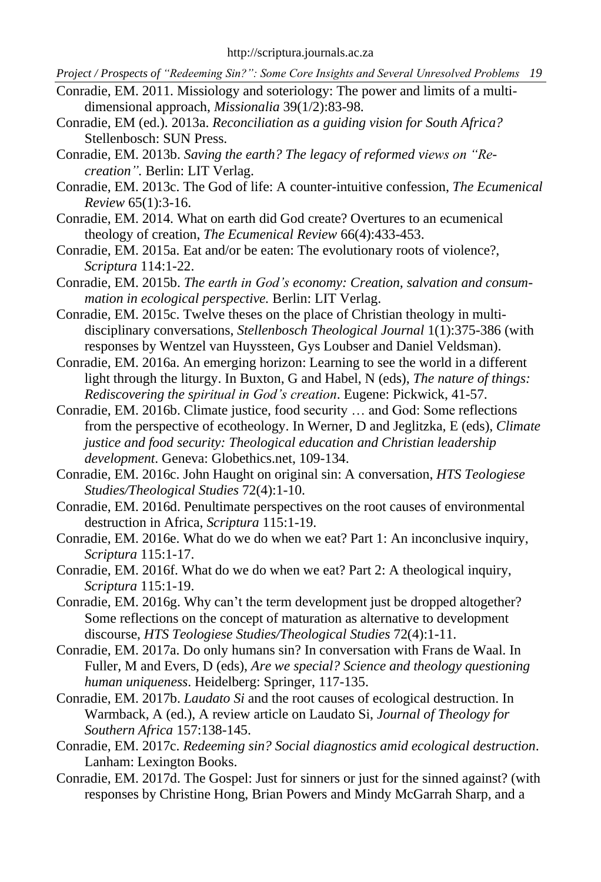Conradie, EM. 2011. Missiology and soteriology: The power and limits of a multi-dimensional approach, *Missionalia* 39(1/2):83-98.

Conradie, EM (ed.). 2013a. *Reconciliation as a guiding vision for South Africa?* Stellenbosch: SUN Press.

Conradie, EM. 2013b. *Saving the earth? The legacy of reformed views on "Re-creation".* Berlin: LIT Verlag.

Conradie, EM. 2013c. The God of life: A counter-intuitive confession, *The Ecumenical Review* 65(1):3-16.

Conradie, EM. 2014. What on earth did God create? Overtures to an ecumenical theology of creation, *The Ecumenical Review* 66(4):433-453.

Conradie, EM. 2015a. Eat and/or be eaten: The evolutionary roots of violence?, *Scriptura* 114:1-22.

Conradie, EM. 2015b. *The earth in God's economy: Creation, salvation and consummation in ecological perspective.* Berlin: LIT Verlag.

Conradie, EM. 2015c. Twelve theses on the place of Christian theology in multi-disciplinary conversations, *Stellenbosch Theological Journal* 1(1):375-386 (with responses by Wentzel van Huyssteen, Gys Loubser and Daniel Veldsman).

Conradie, EM. 2016a. An emerging horizon: Learning to see the world in a different light through the liturgy. In Buxton, G and Habel, N (eds), *The nature of things: Rediscovering the spiritual in God's creation*. Eugene: Pickwick, 41-57.

Conradie, EM. 2016b. Climate justice, food security … and God: Some reflections from the perspective of ecotheology. In Werner, D and Jeglitzka, E (eds), *Climate justice and food security: Theological education and Christian leadership development*. Geneva: Globethics.net, 109-134.

Conradie, EM. 2016c. John Haught on original sin: A conversation, *HTS Teologiese Studies/Theological Studies* 72(4):1-10.

Conradie, EM. 2016d. Penultimate perspectives on the root causes of environmental destruction in Africa, *Scriptura* 115:1-19.

Conradie, EM. 2016e. What do we do when we eat? Part 1: An inconclusive inquiry, *Scriptura* 115:1-17.

Conradie, EM. 2016f. What do we do when we eat? Part 2: A theological inquiry, *Scriptura* 115:1-19.

Conradie, EM. 2016g. Why can't the term development just be dropped altogether? Some reflections on the concept of maturation as alternative to development discourse, *HTS Teologiese Studies/Theological Studies* 72(4):1-11.

Conradie, EM. 2017a. Do only humans sin? In conversation with Frans de Waal. In Fuller, M and Evers, D (eds), *Are we special? Science and theology questioning human uniqueness*. Heidelberg: Springer, 117-135.

Conradie, EM. 2017b. *Laudato Si* and the root causes of ecological destruction. In Warmback, A (ed.), A review article on Laudato Si, *Journal of Theology for Southern Africa* 157:138-145.

Conradie, EM. 2017c. *Redeeming sin? Social diagnostics amid ecological destruction*. Lanham: Lexington Books.

Conradie, EM. 2017d. The Gospel: Just for sinners or just for the sinned against? (with responses by Christine Hong, Brian Powers and Mindy McGarrah Sharp, and a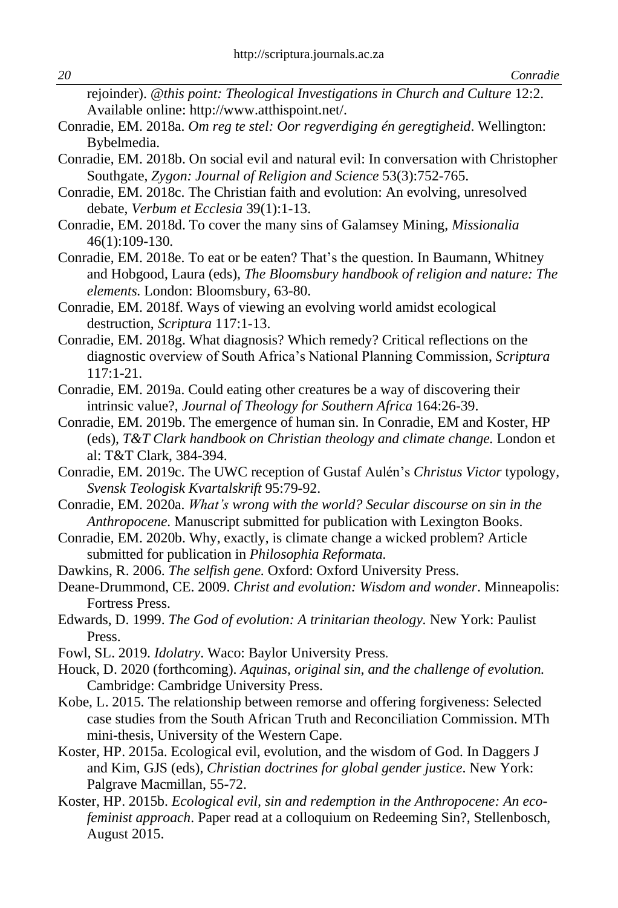rejoinder). *@this point: Theological Investigations in Church and Culture* 12:2. Available online: http://www.atthispoint.net/.

Conradie, EM. 2018a. *Om reg te stel: Oor regverdiging én geregtigheid*. Wellington: Bybelmedia.

Conradie, EM. 2018b. On social evil and natural evil: In conversation with Christopher Southgate, *Zygon: Journal of Religion and Science* 53(3):752-765.

Conradie, EM. 2018c. The Christian faith and evolution: An evolving, unresolved debate, *Verbum et Ecclesia* 39(1):1-13.

Conradie, EM. 2018d. To cover the many sins of Galamsey Mining, *Missionalia* 46(1):109-130.

Conradie, EM. 2018e. To eat or be eaten? That's the question. In Baumann, Whitney and Hobgood, Laura (eds), *The Bloomsbury handbook of religion and nature: The elements.* London: Bloomsbury, 63-80.

Conradie, EM. 2018f. Ways of viewing an evolving world amidst ecological destruction, *Scriptura* 117:1-13.

Conradie, EM. 2018g. What diagnosis? Which remedy? Critical reflections on the diagnostic overview of South Africa's National Planning Commission, *Scriptura* 117:1-21.

Conradie, EM. 2019a. Could eating other creatures be a way of discovering their intrinsic value?, *Journal of Theology for Southern Africa* 164:26-39.

Conradie, EM. 2019b. The emergence of human sin. In Conradie, EM and Koster, HP (eds), *T&T Clark handbook on Christian theology and climate change.* London et al: T&T Clark, 384-394.

Conradie, EM. 2019c. The UWC reception of Gustaf Aulén's *Christus Victor* typology, *Svensk Teologisk Kvartalskrift* 95:79-92.

Conradie, EM. 2020a. *What's wrong with the world? Secular discourse on sin in the Anthropocene.* Manuscript submitted for publication with Lexington Books.

Conradie, EM. 2020b. Why, exactly, is climate change a wicked problem? Article submitted for publication in *Philosophia Reformata.*

Dawkins, R. 2006. *The selfish gene.* Oxford: Oxford University Press.

Deane-Drummond, CE. 2009. *Christ and evolution: Wisdom and wonder*. Minneapolis: Fortress Press.

Edwards, D. 1999. *The God of evolution: A trinitarian theology.* New York: Paulist Press.

Fowl, SL. 2019. *Idolatry*. Waco: Baylor University Press.

Houck, D. 2020 (forthcoming). *Aquinas, original sin, and the challenge of evolution.* Cambridge: Cambridge University Press.

Kobe, L. 2015. The relationship between remorse and offering forgiveness: Selected case studies from the South African Truth and Reconciliation Commission. MTh mini-thesis, University of the Western Cape.

Koster, HP. 2015a. Ecological evil, evolution, and the wisdom of God. In Daggers J and Kim, GJS (eds), *Christian doctrines for global gender justice*. New York: Palgrave Macmillan, 55-72.

Koster, HP. 2015b. *Ecological evil, sin and redemption in the Anthropocene: An eco-feminist approach*. Paper read at a colloquium on Redeeming Sin?, Stellenbosch, August 2015.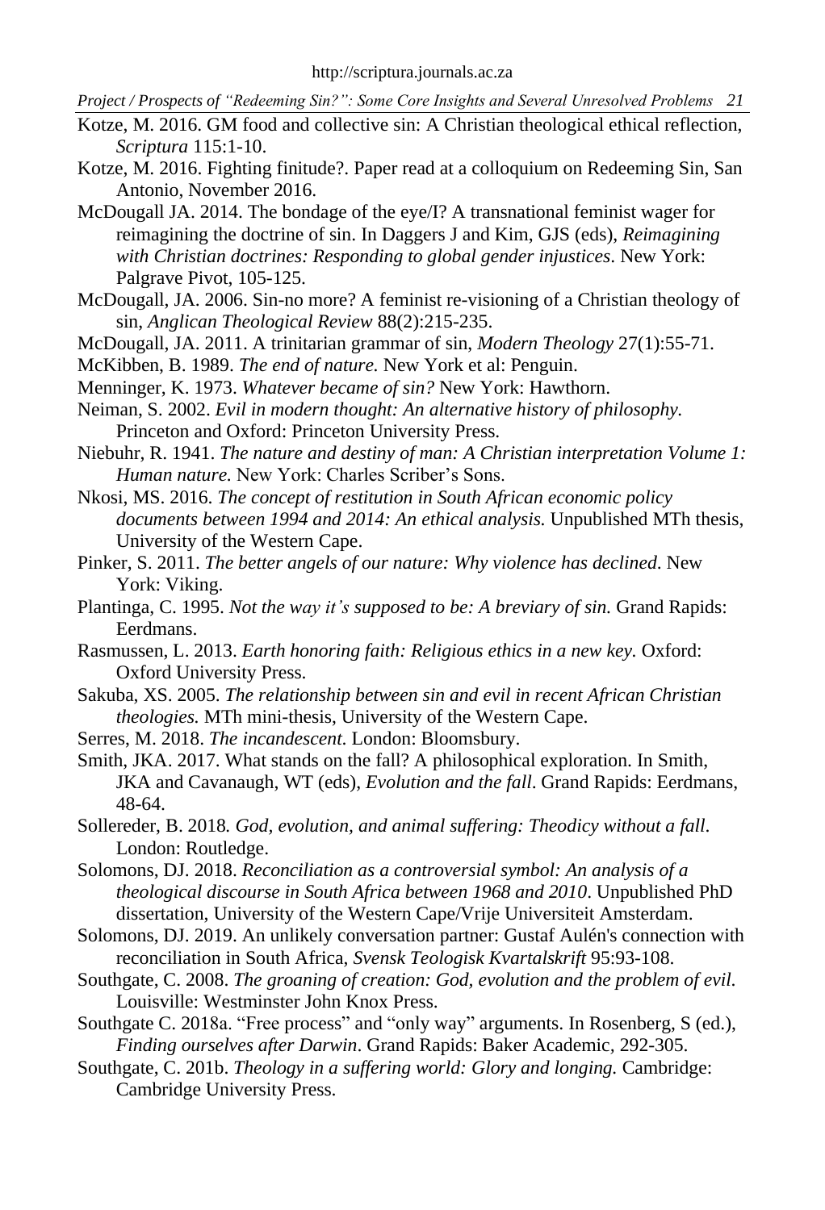Kotze, M. 2016. GM food and collective sin: A Christian theological ethical reflection, *Scriptura* 115:1-10.

Kotze, M. 2016. Fighting finitude?. Paper read at a colloquium on Redeeming Sin, San Antonio, November 2016.

McDougall JA. 2014. The bondage of the eye/I? A transnational feminist wager for reimagining the doctrine of sin. In Daggers J and Kim, GJS (eds), *Reimagining with Christian doctrines: Responding to global gender injustices*. New York: Palgrave Pivot, 105-125.

McDougall, JA. 2006. Sin-no more? A feminist re-visioning of a Christian theology of sin, *Anglican Theological Review* 88(2):215-235.

McDougall, JA. 2011. A trinitarian grammar of sin, *Modern Theology* 27(1):55-71.

McKibben, B. 1989. *The end of nature.* New York et al: Penguin.

Menninger, K. 1973. *Whatever became of sin?* New York: Hawthorn.

Neiman, S. 2002. *Evil in modern thought: An alternative history of philosophy.* Princeton and Oxford: Princeton University Press.

Niebuhr, R. 1941. *The nature and destiny of man: A Christian interpretation Volume 1: Human nature.* New York: Charles Scriber's Sons.

Nkosi, MS. 2016. *The concept of restitution in South African economic policy documents between 1994 and 2014: An ethical analysis.* Unpublished MTh thesis, University of the Western Cape.

Pinker, S. 2011. *The better angels of our nature: Why violence has declined*. New York: Viking.

Plantinga, C. 1995. *Not the way it's supposed to be: A breviary of sin.* Grand Rapids: Eerdmans.

Rasmussen, L. 2013. *Earth honoring faith: Religious ethics in a new key.* Oxford: Oxford University Press.

Sakuba, XS. 2005. *The relationship between sin and evil in recent African Christian theologies.* MTh mini-thesis, University of the Western Cape.

Serres, M. 2018. *The incandescent*. London: Bloomsbury.

Smith, JKA. 2017. What stands on the fall? A philosophical exploration. In Smith, JKA and Cavanaugh, WT (eds), *Evolution and the fall*. Grand Rapids: Eerdmans, 48-64.

Sollereder, B. 2018*. God, evolution, and animal suffering: Theodicy without a fall*. London: Routledge.

Solomons, DJ. 2018. *Reconciliation as a controversial symbol: An analysis of a theological discourse in South Africa between 1968 and 2010*. Unpublished PhD dissertation, University of the Western Cape/Vrije Universiteit Amsterdam.

Solomons, DJ. 2019. An unlikely conversation partner: Gustaf Aulén's connection with reconciliation in South Africa, *Svensk Teologisk Kvartalskrift* 95:93-108.

Southgate, C. 2008. *The groaning of creation: God, evolution and the problem of evil*. Louisville: Westminster John Knox Press.

Southgate C. 2018a. "Free process" and "only way" arguments. In Rosenberg, S (ed.), *Finding ourselves after Darwin*. Grand Rapids: Baker Academic, 292-305.

Southgate, C. 201b. *Theology in a suffering world: Glory and longing.* Cambridge: Cambridge University Press.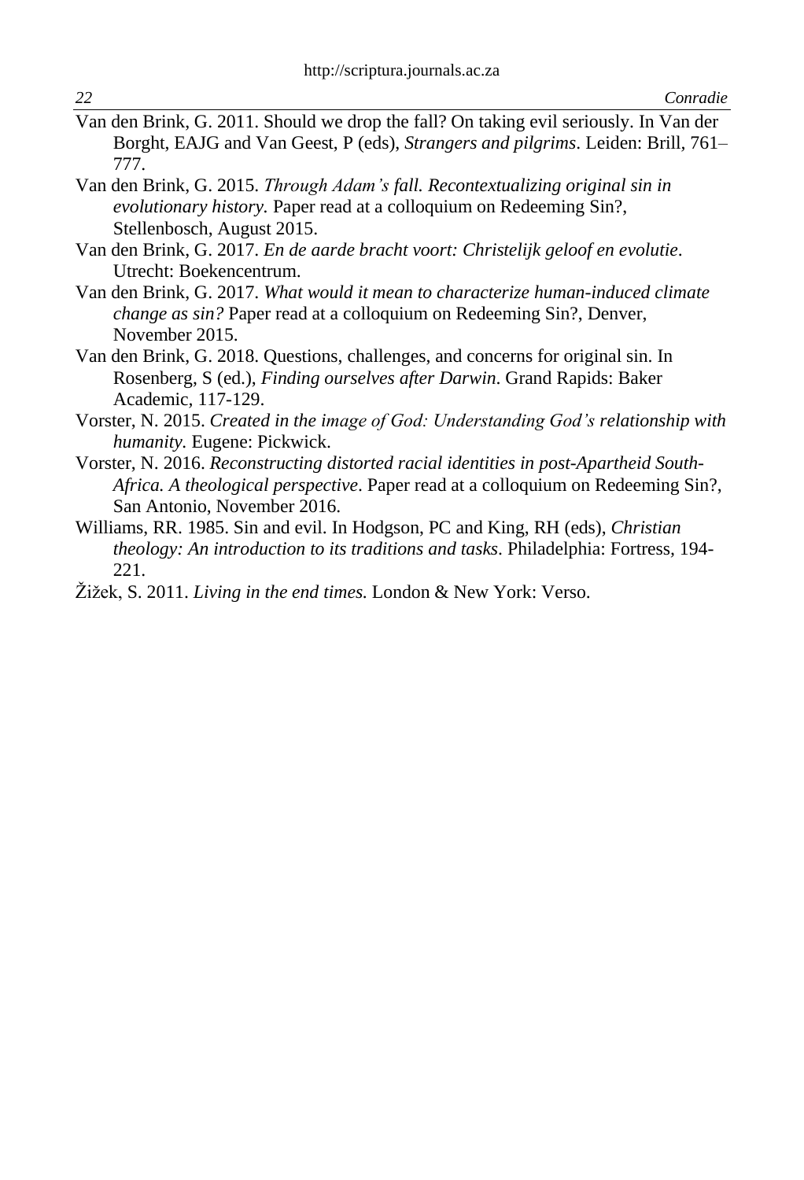Van den Brink, G. 2011. Should we drop the fall? On taking evil seriously. In Van der Borght, EAJG and Van Geest, P (eds), *Strangers and pilgrims*. Leiden: Brill, 761–777.

Van den Brink, G. 2015. *Through Adam's fall. Recontextualizing original sin in evolutionary history.* Paper read at a colloquium on Redeeming Sin?, Stellenbosch, August 2015.

Van den Brink, G. 2017. *En de aarde bracht voort: Christelijk geloof en evolutie*. Utrecht: Boekencentrum.

Van den Brink, G. 2017. *What would it mean to characterize human-induced climate change as sin?* Paper read at a colloquium on Redeeming Sin?, Denver, November 2015.

Van den Brink, G. 2018. Questions, challenges, and concerns for original sin. In Rosenberg, S (ed.), *Finding ourselves after Darwin*. Grand Rapids: Baker Academic, 117-129.

Vorster, N. 2015. *Created in the image of God: Understanding God's relationship with humanity.* Eugene: Pickwick.

Vorster, N. 2016. *Reconstructing distorted racial identities in post-Apartheid South-Africa. A theological perspective*. Paper read at a colloquium on Redeeming Sin?, San Antonio, November 2016.

Williams, RR. 1985. Sin and evil. In Hodgson, PC and King, RH (eds), *Christian theology: An introduction to its traditions and tasks*. Philadelphia: Fortress, 194-221.

Žižek, S. 2011. *Living in the end times.* London & New York: Verso.